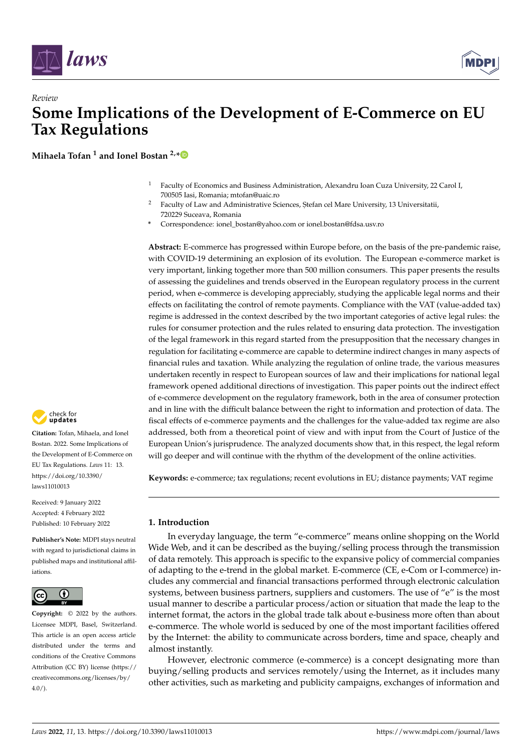*Review*

# Some Implications of the Development of E-Commerce on EU Tax Regulations

**Mihaela Tofan [1] and Ionel Bostan [2,*]**

[1] Faculty of Economics and Business Administration, Alexandru Ioan Cuza University, 22 Carol I, 700505 Iasi, Romania; mtofan@uaic.ro

[2] Faculty of Law and Administrative Sciences, Ștefan cel Mare University, 13 Universitatii, 720229 Suceava, Romania

[*] Correspondence: ionel_bostan@yahoo.com or ionel.bostan@fdsa.usv.ro

**Abstract:** E-commerce has progressed within Europe before, on the basis of the pre-pandemic raise, with COVID-19 determining an explosion of its evolution. The European e-commerce market is very important, linking together more than 500 million consumers. This paper presents the results of assessing the guidelines and trends observed in the European regulatory process in the current period, when e-commerce is developing appreciably, studying the applicable legal norms and their effects on facilitating the control of remote payments. Compliance with the VAT (value-added tax) regime is addressed in the context described by the two important categories of active legal rules: the rules for consumer protection and the rules related to ensuring data protection. The investigation of the legal framework in this regard started from the presupposition that the necessary changes in regulation for facilitating e-commerce are capable to determine indirect changes in many aspects of financial rules and taxation. While analyzing the regulation of online trade, the various measures undertaken recently in respect to European sources of law and their implications for national legal framework opened additional directions of investigation. This paper points out the indirect effect of e-commerce development on the regulatory framework, both in the area of consumer protection and in line with the difficult balance between the right to information and protection of data. The fiscal effects of e-commerce payments and the challenges for the value-added tax regime are also addressed, both from a theoretical point of view and with input from the Court of Justice of the European Union's jurisprudence. The analyzed documents show that, in this respect, the legal reform will go deeper and will continue with the rhythm of the development of the online activities.

**Keywords:** e-commerce; tax regulations; recent evolutions in EU; distance payments; VAT regime

**Citation:** Tofan, Mihaela, and Ionel Bostan. 2022. Some Implications of the Development of E-Commerce on EU Tax Regulations. *Laws* 11: 13. https://doi.org/10.3390/laws11010013

Received: 9 January 2022
Accepted: 4 February 2022
Published: 10 February 2022

**Publisher's Note:** MDPI stays neutral with regard to jurisdictional claims in published maps and institutional affiliations.

**Copyright:** © 2022 by the authors. Licensee MDPI, Basel, Switzerland. This article is an open access article distributed under the terms and conditions of the Creative Commons Attribution (CC BY) license (https://creativecommons.org/licenses/by/4.0/).

## 1. Introduction

In everyday language, the term "e-commerce" means online shopping on the World Wide Web, and it can be described as the buying/selling process through the transmission of data remotely. This approach is specific to the expansive policy of commercial companies of adapting to the e-trend in the global market. E-commerce (CE, e-Com or I-commerce) includes any commercial and financial transactions performed through electronic calculation systems, between business partners, suppliers and customers. The use of "e" is the most usual manner to describe a particular process/action or situation that made the leap to the internet format, the actors in the global trade talk about e-business more often than about e-commerce. The whole world is seduced by one of the most important facilities offered by the Internet: the ability to communicate across borders, time and space, cheaply and almost instantly.

However, electronic commerce (e-commerce) is a concept designating more than buying/selling products and services remotely/using the Internet, as it includes many other activities, such as marketing and publicity campaigns, exchanges of information and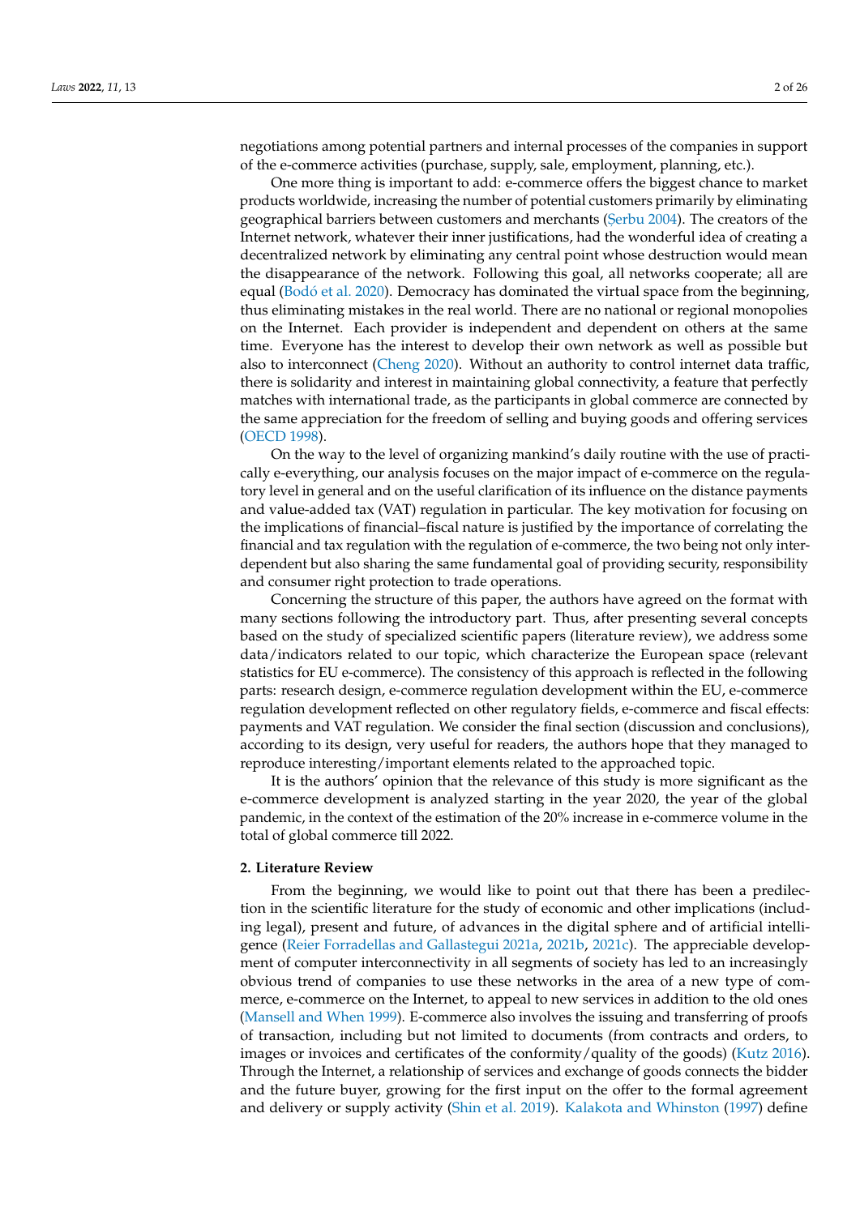negotiations among potential partners and internal processes of the companies in support of the e-commerce activities (purchase, supply, sale, employment, planning, etc.).

One more thing is important to add: e-commerce offers the biggest chance to market products worldwide, increasing the number of potential customers primarily by eliminating geographical barriers between customers and merchants (Șerbu 2004). The creators of the Internet network, whatever their inner justifications, had the wonderful idea of creating a decentralized network by eliminating any central point whose destruction would mean the disappearance of the network. Following this goal, all networks cooperate; all are equal (Bodó et al. 2020). Democracy has dominated the virtual space from the beginning, thus eliminating mistakes in the real world. There are no national or regional monopolies on the Internet. Each provider is independent and dependent on others at the same time. Everyone has the interest to develop their own network as well as possible but also to interconnect (Cheng 2020). Without an authority to control internet data traffic, there is solidarity and interest in maintaining global connectivity, a feature that perfectly matches with international trade, as the participants in global commerce are connected by the same appreciation for the freedom of selling and buying goods and offering services (OECD 1998).

On the way to the level of organizing mankind's daily routine with the use of practically e-everything, our analysis focuses on the major impact of e-commerce on the regulatory level in general and on the useful clarification of its influence on the distance payments and value-added tax (VAT) regulation in particular. The key motivation for focusing on the implications of financial–fiscal nature is justified by the importance of correlating the financial and tax regulation with the regulation of e-commerce, the two being not only interdependent but also sharing the same fundamental goal of providing security, responsibility and consumer right protection to trade operations.

Concerning the structure of this paper, the authors have agreed on the format with many sections following the introductory part. Thus, after presenting several concepts based on the study of specialized scientific papers (literature review), we address some data/indicators related to our topic, which characterize the European space (relevant statistics for EU e-commerce). The consistency of this approach is reflected in the following parts: research design, e-commerce regulation development within the EU, e-commerce regulation development reflected on other regulatory fields, e-commerce and fiscal effects: payments and VAT regulation. We consider the final section (discussion and conclusions), according to its design, very useful for readers, the authors hope that they managed to reproduce interesting/important elements related to the approached topic.

It is the authors' opinion that the relevance of this study is more significant as the e-commerce development is analyzed starting in the year 2020, the year of the global pandemic, in the context of the estimation of the 20% increase in e-commerce volume in the total of global commerce till 2022.

## 2. Literature Review

From the beginning, we would like to point out that there has been a predilection in the scientific literature for the study of economic and other implications (including legal), present and future, of advances in the digital sphere and of artificial intelligence (Reier Forradellas and Gallastegui 2021a, 2021b, 2021c). The appreciable development of computer interconnectivity in all segments of society has led to an increasingly obvious trend of companies to use these networks in the area of a new type of commerce, e-commerce on the Internet, to appeal to new services in addition to the old ones (Mansell and When 1999). E-commerce also involves the issuing and transferring of proofs of transaction, including but not limited to documents (from contracts and orders, to images or invoices and certificates of the conformity/quality of the goods) (Kutz 2016). Through the Internet, a relationship of services and exchange of goods connects the bidder and the future buyer, growing for the first input on the offer to the formal agreement and delivery or supply activity (Shin et al. 2019). Kalakota and Whinston (1997) define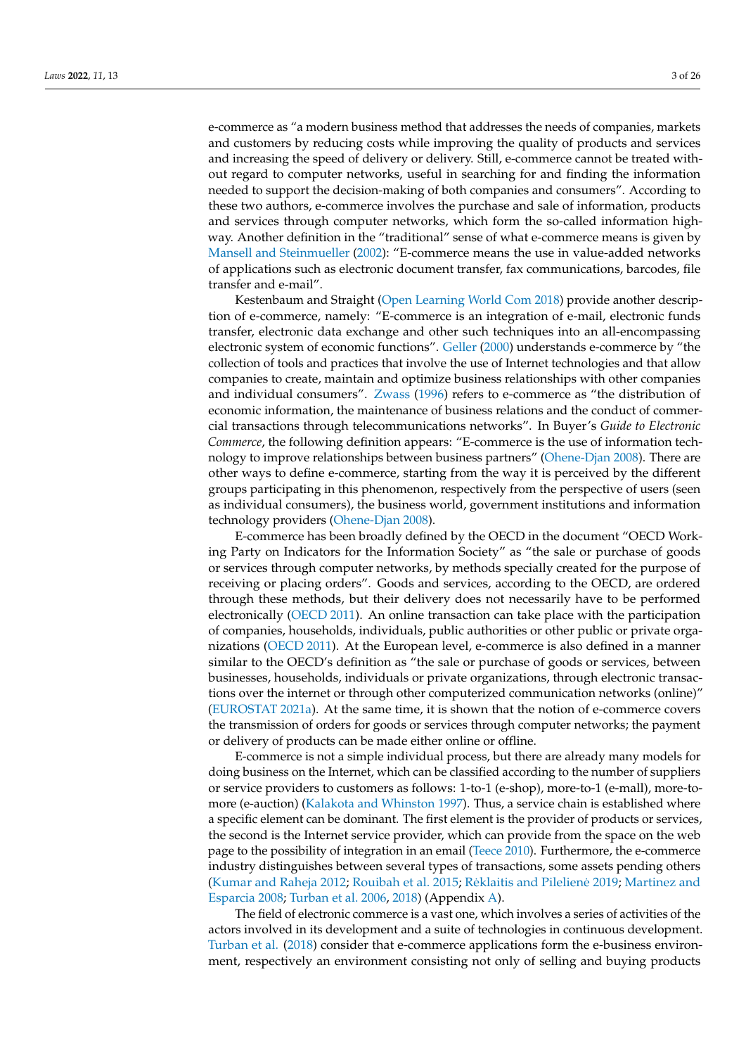e-commerce as "a modern business method that addresses the needs of companies, markets and customers by reducing costs while improving the quality of products and services and increasing the speed of delivery or delivery. Still, e-commerce cannot be treated without regard to computer networks, useful in searching for and finding the information needed to support the decision-making of both companies and consumers". According to these two authors, e-commerce involves the purchase and sale of information, products and services through computer networks, which form the so-called information highway. Another definition in the "traditional" sense of what e-commerce means is given by Mansell and Steinmueller (2002): "E-commerce means the use in value-added networks of applications such as electronic document transfer, fax communications, barcodes, file transfer and e-mail".

Kestenbaum and Straight (Open Learning World Com 2018) provide another description of e-commerce, namely: "E-commerce is an integration of e-mail, electronic funds transfer, electronic data exchange and other such techniques into an all-encompassing electronic system of economic functions". Geller (2000) understands e-commerce by "the collection of tools and practices that involve the use of Internet technologies and that allow companies to create, maintain and optimize business relationships with other companies and individual consumers". Zwass (1996) refers to e-commerce as "the distribution of economic information, the maintenance of business relations and the conduct of commercial transactions through telecommunications networks". In Buyer's *Guide to Electronic Commerce*, the following definition appears: "E-commerce is the use of information technology to improve relationships between business partners" (Ohene-Djan 2008). There are other ways to define e-commerce, starting from the way it is perceived by the different groups participating in this phenomenon, respectively from the perspective of users (seen as individual consumers), the business world, government institutions and information technology providers (Ohene-Djan 2008).

E-commerce has been broadly defined by the OECD in the document "OECD Working Party on Indicators for the Information Society" as "the sale or purchase of goods or services through computer networks, by methods specially created for the purpose of receiving or placing orders". Goods and services, according to the OECD, are ordered through these methods, but their delivery does not necessarily have to be performed electronically (OECD 2011). An online transaction can take place with the participation of companies, households, individuals, public authorities or other public or private organizations (OECD 2011). At the European level, e-commerce is also defined in a manner similar to the OECD's definition as "the sale or purchase of goods or services, between businesses, households, individuals or private organizations, through electronic transactions over the internet or through other computerized communication networks (online)" (EUROSTAT 2021a). At the same time, it is shown that the notion of e-commerce covers the transmission of orders for goods or services through computer networks; the payment or delivery of products can be made either online or offline.

E-commerce is not a simple individual process, but there are already many models for doing business on the Internet, which can be classified according to the number of suppliers or service providers to customers as follows: 1-to-1 (e-shop), more-to-1 (e-mall), more-to-more (e-auction) (Kalakota and Whinston 1997). Thus, a service chain is established where a specific element can be dominant. The first element is the provider of products or services, the second is the Internet service provider, which can provide from the space on the web page to the possibility of integration in an email (Teece 2010). Furthermore, the e-commerce industry distinguishes between several types of transactions, some assets pending others (Kumar and Raheja 2012; Rouibah et al. 2015; Rėklaitis and Pilelienė 2019; Martinez and Esparcia 2008; Turban et al. 2006, 2018) (Appendix A).

The field of electronic commerce is a vast one, which involves a series of activities of the actors involved in its development and a suite of technologies in continuous development. Turban et al. (2018) consider that e-commerce applications form the e-business environment, respectively an environment consisting not only of selling and buying products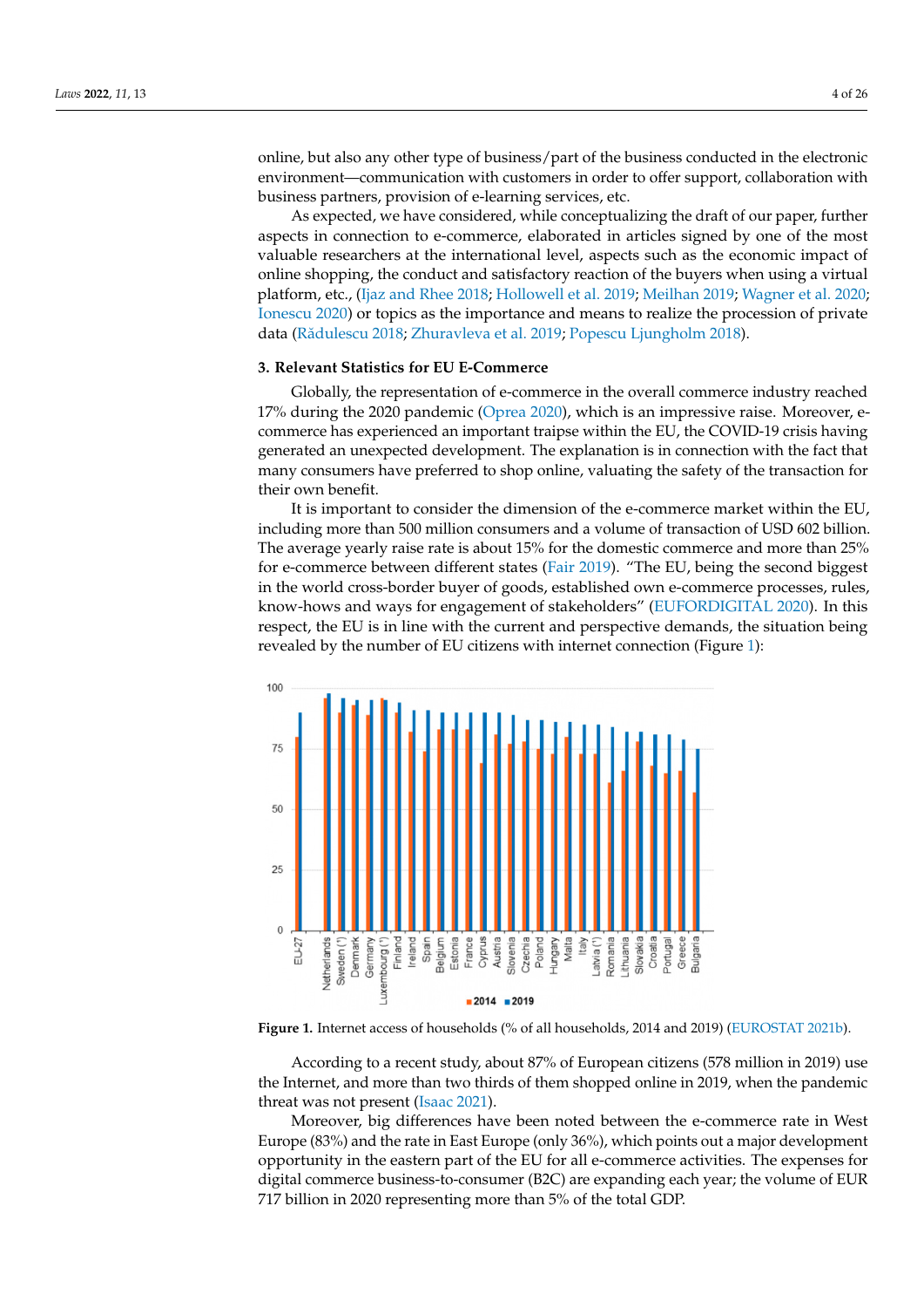online, but also any other type of business/part of the business conducted in the electronic environment—communication with customers in order to offer support, collaboration with business partners, provision of e-learning services, etc.

As expected, we have considered, while conceptualizing the draft of our paper, further aspects in connection to e-commerce, elaborated in articles signed by one of the most valuable researchers at the international level, aspects such as the economic impact of online shopping, the conduct and satisfactory reaction of the buyers when using a virtual platform, etc., (Ijaz and Rhee 2018; Hollowell et al. 2019; Meilhan 2019; Wagner et al. 2020; Ionescu 2020) or topics as the importance and means to realize the procession of private data (Rădulescu 2018; Zhuravleva et al. 2019; Popescu Ljungholm 2018).

## 3. Relevant Statistics for EU E-Commerce

Globally, the representation of e-commerce in the overall commerce industry reached 17% during the 2020 pandemic (Oprea 2020), which is an impressive raise. Moreover, e-commerce has experienced an important traipse within the EU, the COVID-19 crisis having generated an unexpected development. The explanation is in connection with the fact that many consumers have preferred to shop online, valuating the safety of the transaction for their own benefit.

It is important to consider the dimension of the e-commerce market within the EU, including more than 500 million consumers and a volume of transaction of USD 602 billion. The average yearly raise rate is about 15% for the domestic commerce and more than 25% for e-commerce between different states (Fair 2019). "The EU, being the second biggest in the world cross-border buyer of goods, established own e-commerce processes, rules, know-hows and ways for engagement of stakeholders" (EUFORDIGITAL 2020). In this respect, the EU is in line with the current and perspective demands, the situation being revealed by the number of EU citizens with internet connection (Figure 1):

100
75
50
25
0

EU-27, Netherlands, Sweden (¹), Denmark, Germany, Luxembourg (¹), Finland, Ireland, Spain, Belgium, Estonia, France, Cyprus, Austria, Slovenia, Czechia, Poland, Hungary, Malta, Italy, Latvia (¹), Romania, Lithuania, Slovakia, Croatia, Portugal, Greece, Bulgaria

2014 2019

**Figure 1.** Internet access of households (% of all households, 2014 and 2019) (EUROSTAT 2021b).

According to a recent study, about 87% of European citizens (578 million in 2019) use the Internet, and more than two thirds of them shopped online in 2019, when the pandemic threat was not present (Isaac 2021).

Moreover, big differences have been noted between the e-commerce rate in West Europe (83%) and the rate in East Europe (only 36%), which points out a major development opportunity in the eastern part of the EU for all e-commerce activities. The expenses for digital commerce business-to-consumer (B2C) are expanding each year; the volume of EUR 717 billion in 2020 representing more than 5% of the total GDP.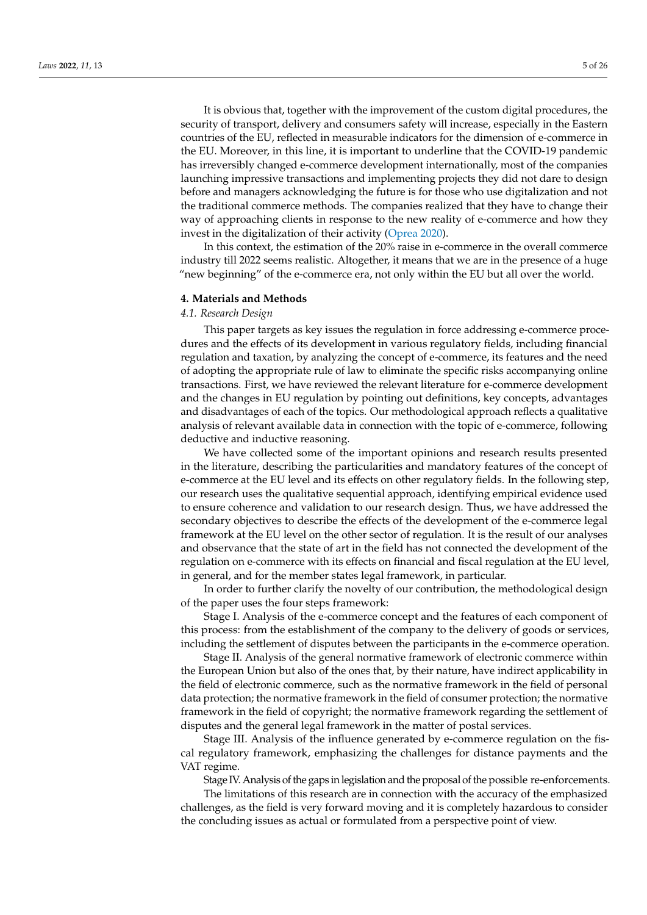It is obvious that, together with the improvement of the custom digital procedures, the security of transport, delivery and consumers safety will increase, especially in the Eastern countries of the EU, reflected in measurable indicators for the dimension of e-commerce in the EU. Moreover, in this line, it is important to underline that the COVID-19 pandemic has irreversibly changed e-commerce development internationally, most of the companies launching impressive transactions and implementing projects they did not dare to design before and managers acknowledging the future is for those who use digitalization and not the traditional commerce methods. The companies realized that they have to change their way of approaching clients in response to the new reality of e-commerce and how they invest in the digitalization of their activity (Oprea 2020).

In this context, the estimation of the 20% raise in e-commerce in the overall commerce industry till 2022 seems realistic. Altogether, it means that we are in the presence of a huge "new beginning" of the e-commerce era, not only within the EU but all over the world.

## 4. Materials and Methods

### *4.1. Research Design*

This paper targets as key issues the regulation in force addressing e-commerce procedures and the effects of its development in various regulatory fields, including financial regulation and taxation, by analyzing the concept of e-commerce, its features and the need of adopting the appropriate rule of law to eliminate the specific risks accompanying online transactions. First, we have reviewed the relevant literature for e-commerce development and the changes in EU regulation by pointing out definitions, key concepts, advantages and disadvantages of each of the topics. Our methodological approach reflects a qualitative analysis of relevant available data in connection with the topic of e-commerce, following deductive and inductive reasoning.

We have collected some of the important opinions and research results presented in the literature, describing the particularities and mandatory features of the concept of e-commerce at the EU level and its effects on other regulatory fields. In the following step, our research uses the qualitative sequential approach, identifying empirical evidence used to ensure coherence and validation to our research design. Thus, we have addressed the secondary objectives to describe the effects of the development of the e-commerce legal framework at the EU level on the other sector of regulation. It is the result of our analyses and observance that the state of art in the field has not connected the development of the regulation on e-commerce with its effects on financial and fiscal regulation at the EU level, in general, and for the member states legal framework, in particular.

In order to further clarify the novelty of our contribution, the methodological design of the paper uses the four steps framework:

Stage I. Analysis of the e-commerce concept and the features of each component of this process: from the establishment of the company to the delivery of goods or services, including the settlement of disputes between the participants in the e-commerce operation.

Stage II. Analysis of the general normative framework of electronic commerce within the European Union but also of the ones that, by their nature, have indirect applicability in the field of electronic commerce, such as the normative framework in the field of personal data protection; the normative framework in the field of consumer protection; the normative framework in the field of copyright; the normative framework regarding the settlement of disputes and the general legal framework in the matter of postal services.

Stage III. Analysis of the influence generated by e-commerce regulation on the fiscal regulatory framework, emphasizing the challenges for distance payments and the VAT regime.

Stage IV. Analysis of the gaps in legislation and the proposal of the possible re-enforcements.

The limitations of this research are in connection with the accuracy of the emphasized challenges, as the field is very forward moving and it is completely hazardous to consider the concluding issues as actual or formulated from a perspective point of view.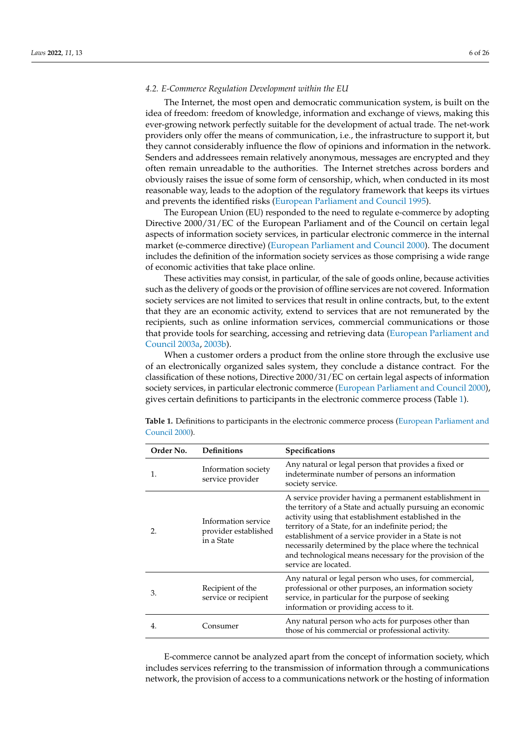### *4.2. E-Commerce Regulation Development within the EU*

The Internet, the most open and democratic communication system, is built on the idea of freedom: freedom of knowledge, information and exchange of views, making this ever-growing network perfectly suitable for the development of actual trade. The net-work providers only offer the means of communication, i.e., the infrastructure to support it, but they cannot considerably influence the flow of opinions and information in the network. Senders and addressees remain relatively anonymous, messages are encrypted and they often remain unreadable to the authorities. The Internet stretches across borders and obviously raises the issue of some form of censorship, which, when conducted in its most reasonable way, leads to the adoption of the regulatory framework that keeps its virtues and prevents the identified risks (European Parliament and Council 1995).

The European Union (EU) responded to the need to regulate e-commerce by adopting Directive 2000/31/EC of the European Parliament and of the Council on certain legal aspects of information society services, in particular electronic commerce in the internal market (e-commerce directive) (European Parliament and Council 2000). The document includes the definition of the information society services as those comprising a wide range of economic activities that take place online.

These activities may consist, in particular, of the sale of goods online, because activities such as the delivery of goods or the provision of offline services are not covered. Information society services are not limited to services that result in online contracts, but, to the extent that they are an economic activity, extend to services that are not remunerated by the recipients, such as online information services, commercial communications or those that provide tools for searching, accessing and retrieving data (European Parliament and Council 2003a, 2003b).

When a customer orders a product from the online store through the exclusive use of an electronically organized sales system, they conclude a distance contract. For the classification of these notions, Directive 2000/31/EC on certain legal aspects of information society services, in particular electronic commerce (European Parliament and Council 2000), gives certain definitions to participants in the electronic commerce process (Table 1).

**Table 1.** Definitions to participants in the electronic commerce process (European Parliament and Council 2000).

| Order No. | Definitions | Specifications |
|---|---|---|
| 1. | Information society service provider | Any natural or legal person that provides a fixed or indeterminate number of persons an information society service. |
| 2. | Information service provider established in a State | A service provider having a permanent establishment in the territory of a State and actually pursuing an economic activity using that establishment established in the territory of a State, for an indefinite period; the establishment of a service provider in a State is not necessarily determined by the place where the technical and technological means necessary for the provision of the service are located. |
| 3. | Recipient of the service or recipient | Any natural or legal person who uses, for commercial, professional or other purposes, an information society service, in particular for the purpose of seeking information or providing access to it. |
| 4. | Consumer | Any natural person who acts for purposes other than those of his commercial or professional activity. |

E-commerce cannot be analyzed apart from the concept of information society, which includes services referring to the transmission of information through a communications network, the provision of access to a communications network or the hosting of information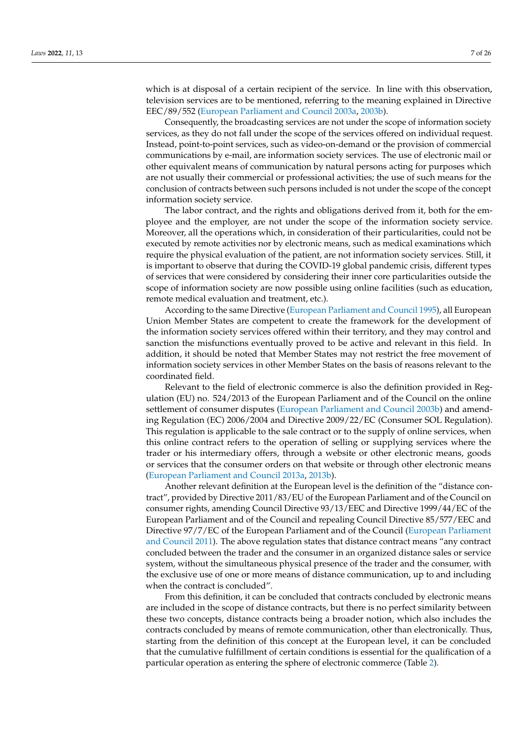which is at disposal of a certain recipient of the service. In line with this observation, television services are to be mentioned, referring to the meaning explained in Directive EEC/89/552 (European Parliament and Council 2003a, 2003b).

Consequently, the broadcasting services are not under the scope of information society services, as they do not fall under the scope of the services offered on individual request. Instead, point-to-point services, such as video-on-demand or the provision of commercial communications by e-mail, are information society services. The use of electronic mail or other equivalent means of communication by natural persons acting for purposes which are not usually their commercial or professional activities; the use of such means for the conclusion of contracts between such persons included is not under the scope of the concept information society service.

The labor contract, and the rights and obligations derived from it, both for the employee and the employer, are not under the scope of the information society service. Moreover, all the operations which, in consideration of their particularities, could not be executed by remote activities nor by electronic means, such as medical examinations which require the physical evaluation of the patient, are not information society services. Still, it is important to observe that during the COVID-19 global pandemic crisis, different types of services that were considered by considering their inner core particularities outside the scope of information society are now possible using online facilities (such as education, remote medical evaluation and treatment, etc.).

According to the same Directive (European Parliament and Council 1995), all European Union Member States are competent to create the framework for the development of the information society services offered within their territory, and they may control and sanction the misfunctions eventually proved to be active and relevant in this field. In addition, it should be noted that Member States may not restrict the free movement of information society services in other Member States on the basis of reasons relevant to the coordinated field.

Relevant to the field of electronic commerce is also the definition provided in Regulation (EU) no. 524/2013 of the European Parliament and of the Council on the online settlement of consumer disputes (European Parliament and Council 2003b) and amending Regulation (EC) 2006/2004 and Directive 2009/22/EC (Consumer SOL Regulation). This regulation is applicable to the sale contract or to the supply of online services, when this online contract refers to the operation of selling or supplying services where the trader or his intermediary offers, through a website or other electronic means, goods or services that the consumer orders on that website or through other electronic means (European Parliament and Council 2013a, 2013b).

Another relevant definition at the European level is the definition of the "distance contract", provided by Directive 2011/83/EU of the European Parliament and of the Council on consumer rights, amending Council Directive 93/13/EEC and Directive 1999/44/EC of the European Parliament and of the Council and repealing Council Directive 85/577/EEC and Directive 97/7/EC of the European Parliament and of the Council (European Parliament and Council 2011). The above regulation states that distance contract means "any contract concluded between the trader and the consumer in an organized distance sales or service system, without the simultaneous physical presence of the trader and the consumer, with the exclusive use of one or more means of distance communication, up to and including when the contract is concluded".

From this definition, it can be concluded that contracts concluded by electronic means are included in the scope of distance contracts, but there is no perfect similarity between these two concepts, distance contracts being a broader notion, which also includes the contracts concluded by means of remote communication, other than electronically. Thus, starting from the definition of this concept at the European level, it can be concluded that the cumulative fulfillment of certain conditions is essential for the qualification of a particular operation as entering the sphere of electronic commerce (Table 2).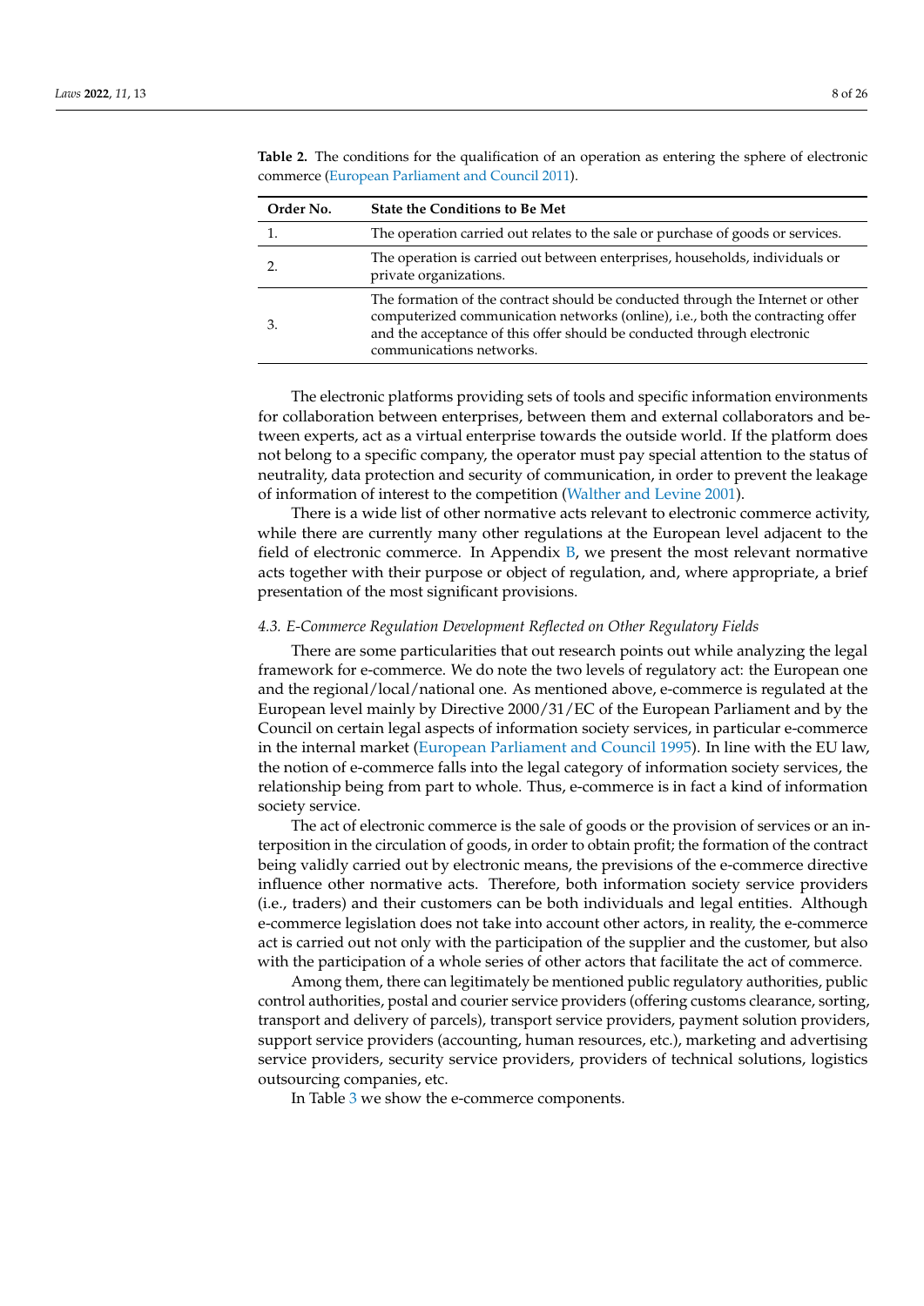**Table 2.** The conditions for the qualification of an operation as entering the sphere of electronic commerce (European Parliament and Council 2011).

| Order No. | State the Conditions to Be Met |
|---|---|
| 1. | The operation carried out relates to the sale or purchase of goods or services. |
| 2. | The operation is carried out between enterprises, households, individuals or private organizations. |
| 3. | The formation of the contract should be conducted through the Internet or other computerized communication networks (online), i.e., both the contracting offer and the acceptance of this offer should be conducted through electronic communications networks. |

The electronic platforms providing sets of tools and specific information environments for collaboration between enterprises, between them and external collaborators and between experts, act as a virtual enterprise towards the outside world. If the platform does not belong to a specific company, the operator must pay special attention to the status of neutrality, data protection and security of communication, in order to prevent the leakage of information of interest to the competition (Walther and Levine 2001).

There is a wide list of other normative acts relevant to electronic commerce activity, while there are currently many other regulations at the European level adjacent to the field of electronic commerce. In Appendix B, we present the most relevant normative acts together with their purpose or object of regulation, and, where appropriate, a brief presentation of the most significant provisions.

### 4.3. E-Commerce Regulation Development Reflected on Other Regulatory Fields

There are some particularities that out research points out while analyzing the legal framework for e-commerce. We do note the two levels of regulatory act: the European one and the regional/local/national one. As mentioned above, e-commerce is regulated at the European level mainly by Directive 2000/31/EC of the European Parliament and by the Council on certain legal aspects of information society services, in particular e-commerce in the internal market (European Parliament and Council 1995). In line with the EU law, the notion of e-commerce falls into the legal category of information society services, the relationship being from part to whole. Thus, e-commerce is in fact a kind of information society service.

The act of electronic commerce is the sale of goods or the provision of services or an interposition in the circulation of goods, in order to obtain profit; the formation of the contract being validly carried out by electronic means, the previsions of the e-commerce directive influence other normative acts. Therefore, both information society service providers (i.e., traders) and their customers can be both individuals and legal entities. Although e-commerce legislation does not take into account other actors, in reality, the e-commerce act is carried out not only with the participation of the supplier and the customer, but also with the participation of a whole series of other actors that facilitate the act of commerce.

Among them, there can legitimately be mentioned public regulatory authorities, public control authorities, postal and courier service providers (offering customs clearance, sorting, transport and delivery of parcels), transport service providers, payment solution providers, support service providers (accounting, human resources, etc.), marketing and advertising service providers, security service providers, providers of technical solutions, logistics outsourcing companies, etc.

In Table 3 we show the e-commerce components.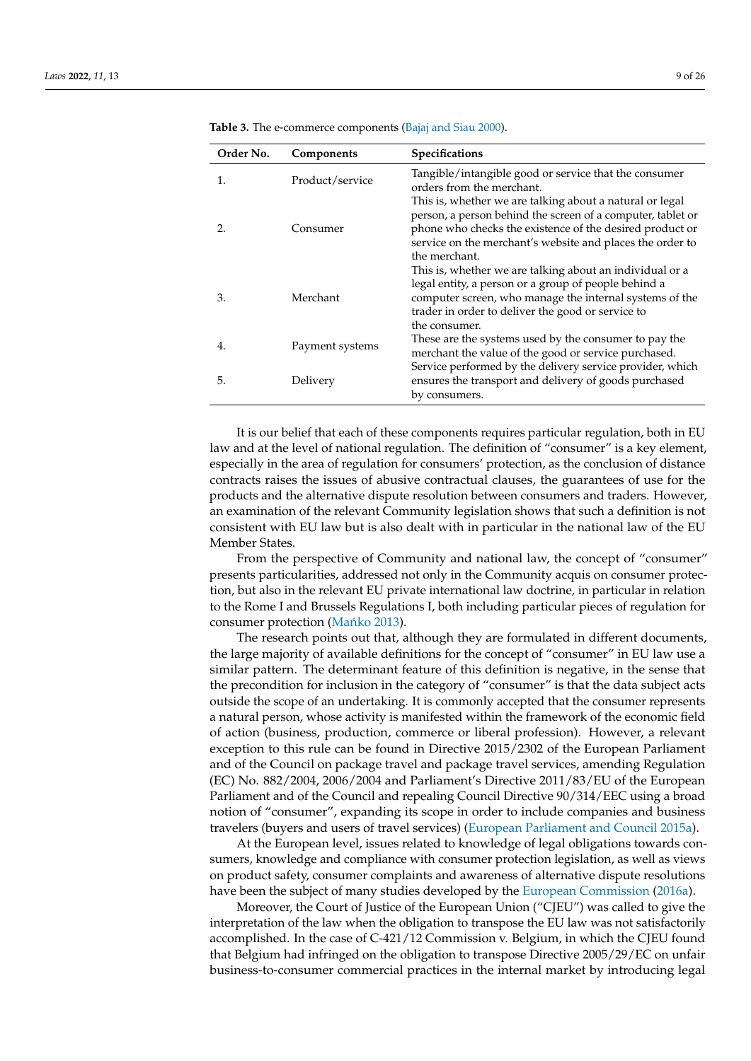**Table 3.** The e-commerce components (Bajaj and Siau 2000).

| Order No. | Components | Specifications |
|---|---|---|
| 1. | Product/service | Tangible/intangible good or service that the consumer orders from the merchant. |
| 2. | Consumer | This is, whether we are talking about a natural or legal person, a person behind the screen of a computer, tablet or phone who checks the existence of the desired product or service on the merchant's website and places the order to the merchant. |
| 3. | Merchant | This is, whether we are talking about an individual or a legal entity, a person or a group of people behind a computer screen, who manage the internal systems of the trader in order to deliver the good or service to the consumer. |
| 4. | Payment systems | These are the systems used by the consumer to pay the merchant the value of the good or service purchased. |
| 5. | Delivery | Service performed by the delivery service provider, which ensures the transport and delivery of goods purchased by consumers. |

It is our belief that each of these components requires particular regulation, both in EU law and at the level of national regulation. The definition of "consumer" is a key element, especially in the area of regulation for consumers' protection, as the conclusion of distance contracts raises the issues of abusive contractual clauses, the guarantees of use for the products and the alternative dispute resolution between consumers and traders. However, an examination of the relevant Community legislation shows that such a definition is not consistent with EU law but is also dealt with in particular in the national law of the EU Member States.

From the perspective of Community and national law, the concept of "consumer" presents particularities, addressed not only in the Community acquis on consumer protection, but also in the relevant EU private international law doctrine, in particular in relation to the Rome I and Brussels Regulations I, both including particular pieces of regulation for consumer protection (Mańko 2013).

The research points out that, although they are formulated in different documents, the large majority of available definitions for the concept of "consumer" in EU law use a similar pattern. The determinant feature of this definition is negative, in the sense that the precondition for inclusion in the category of "consumer" is that the data subject acts outside the scope of an undertaking. It is commonly accepted that the consumer represents a natural person, whose activity is manifested within the framework of the economic field of action (business, production, commerce or liberal profession). However, a relevant exception to this rule can be found in Directive 2015/2302 of the European Parliament and of the Council on package travel and package travel services, amending Regulation (EC) No. 882/2004, 2006/2004 and Parliament's Directive 2011/83/EU of the European Parliament and of the Council and repealing Council Directive 90/314/EEC using a broad notion of "consumer", expanding its scope in order to include companies and business travelers (buyers and users of travel services) (European Parliament and Council 2015a).

At the European level, issues related to knowledge of legal obligations towards consumers, knowledge and compliance with consumer protection legislation, as well as views on product safety, consumer complaints and awareness of alternative dispute resolutions have been the subject of many studies developed by the European Commission (2016a).

Moreover, the Court of Justice of the European Union ("CJEU") was called to give the interpretation of the law when the obligation to transpose the EU law was not satisfactorily accomplished. In the case of C-421/12 Commission v. Belgium, in which the CJEU found that Belgium had infringed on the obligation to transpose Directive 2005/29/EC on unfair business-to-consumer commercial practices in the internal market by introducing legal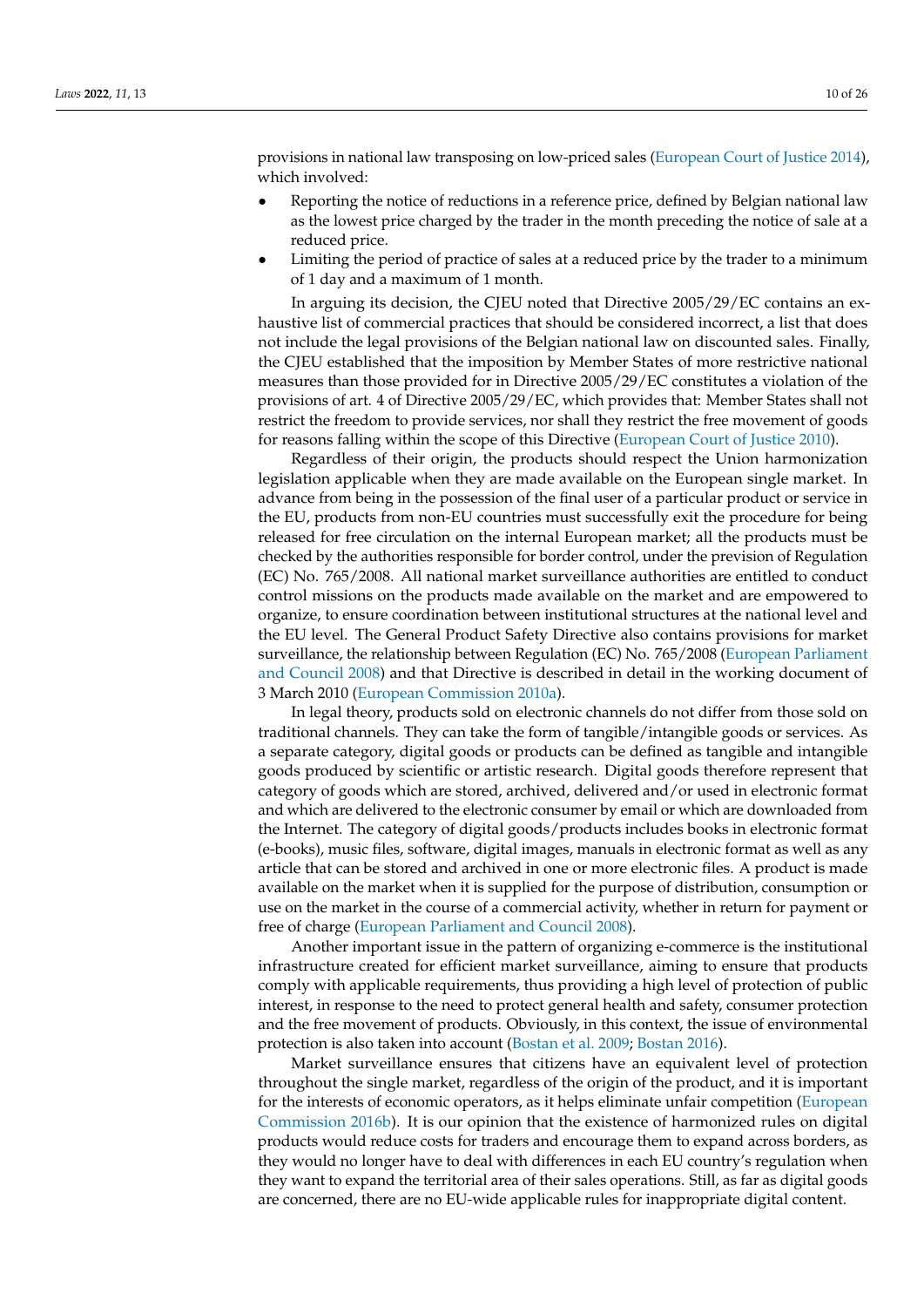provisions in national law transposing on low-priced sales (European Court of Justice 2014), which involved:

- Reporting the notice of reductions in a reference price, defined by Belgian national law as the lowest price charged by the trader in the month preceding the notice of sale at a reduced price.
- Limiting the period of practice of sales at a reduced price by the trader to a minimum of 1 day and a maximum of 1 month.

In arguing its decision, the CJEU noted that Directive 2005/29/EC contains an exhaustive list of commercial practices that should be considered incorrect, a list that does not include the legal provisions of the Belgian national law on discounted sales. Finally, the CJEU established that the imposition by Member States of more restrictive national measures than those provided for in Directive 2005/29/EC constitutes a violation of the provisions of art. 4 of Directive 2005/29/EC, which provides that: Member States shall not restrict the freedom to provide services, nor shall they restrict the free movement of goods for reasons falling within the scope of this Directive (European Court of Justice 2010).

Regardless of their origin, the products should respect the Union harmonization legislation applicable when they are made available on the European single market. In advance from being in the possession of the final user of a particular product or service in the EU, products from non-EU countries must successfully exit the procedure for being released for free circulation on the internal European market; all the products must be checked by the authorities responsible for border control, under the prevision of Regulation (EC) No. 765/2008. All national market surveillance authorities are entitled to conduct control missions on the products made available on the market and are empowered to organize, to ensure coordination between institutional structures at the national level and the EU level. The General Product Safety Directive also contains provisions for market surveillance, the relationship between Regulation (EC) No. 765/2008 (European Parliament and Council 2008) and that Directive is described in detail in the working document of 3 March 2010 (European Commission 2010a).

In legal theory, products sold on electronic channels do not differ from those sold on traditional channels. They can take the form of tangible/intangible goods or services. As a separate category, digital goods or products can be defined as tangible and intangible goods produced by scientific or artistic research. Digital goods therefore represent that category of goods which are stored, archived, delivered and/or used in electronic format and which are delivered to the electronic consumer by email or which are downloaded from the Internet. The category of digital goods/products includes books in electronic format (e-books), music files, software, digital images, manuals in electronic format as well as any article that can be stored and archived in one or more electronic files. A product is made available on the market when it is supplied for the purpose of distribution, consumption or use on the market in the course of a commercial activity, whether in return for payment or free of charge (European Parliament and Council 2008).

Another important issue in the pattern of organizing e-commerce is the institutional infrastructure created for efficient market surveillance, aiming to ensure that products comply with applicable requirements, thus providing a high level of protection of public interest, in response to the need to protect general health and safety, consumer protection and the free movement of products. Obviously, in this context, the issue of environmental protection is also taken into account (Bostan et al. 2009; Bostan 2016).

Market surveillance ensures that citizens have an equivalent level of protection throughout the single market, regardless of the origin of the product, and it is important for the interests of economic operators, as it helps eliminate unfair competition (European Commission 2016b). It is our opinion that the existence of harmonized rules on digital products would reduce costs for traders and encourage them to expand across borders, as they would no longer have to deal with differences in each EU country's regulation when they want to expand the territorial area of their sales operations. Still, as far as digital goods are concerned, there are no EU-wide applicable rules for inappropriate digital content.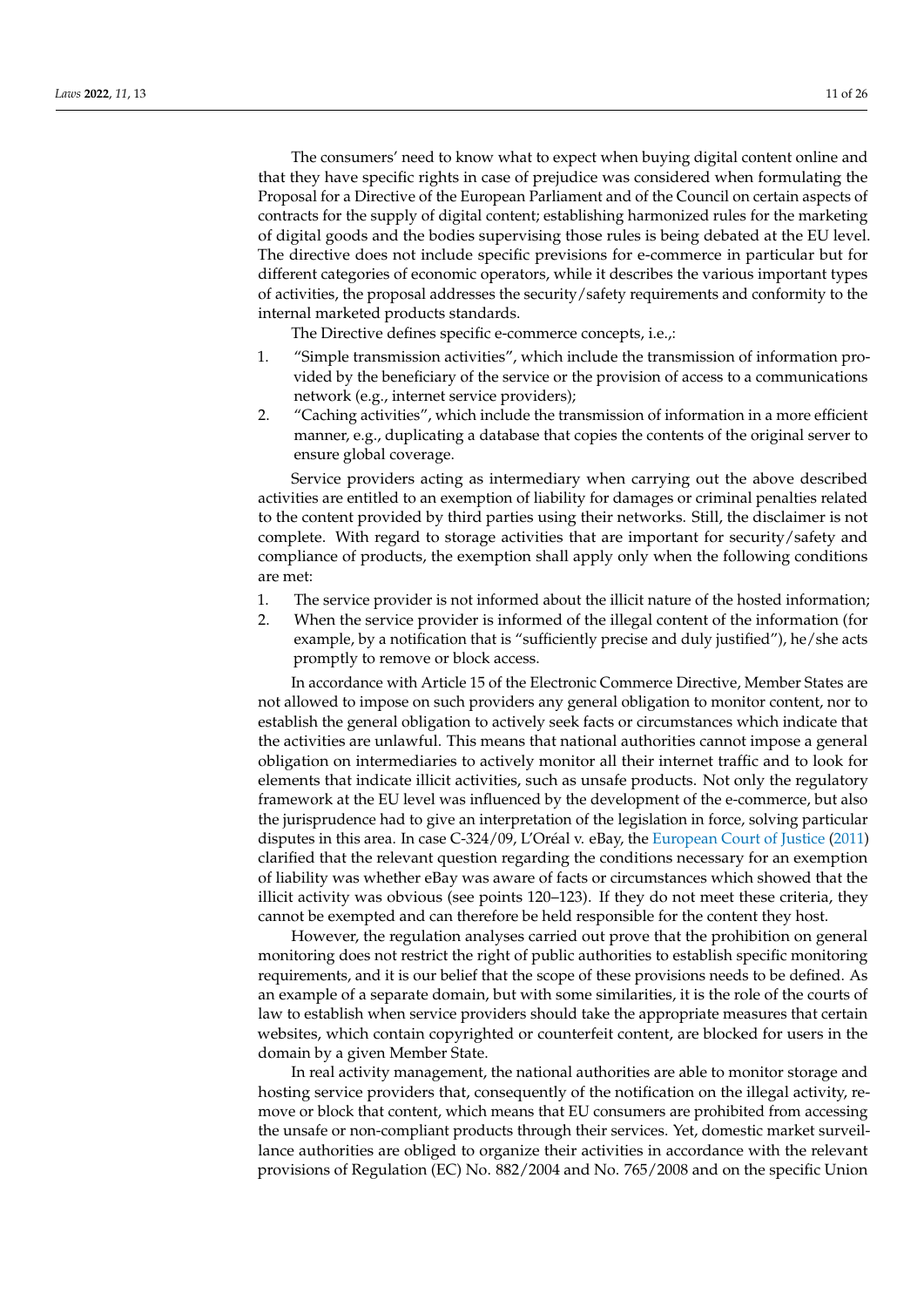The consumers' need to know what to expect when buying digital content online and that they have specific rights in case of prejudice was considered when formulating the Proposal for a Directive of the European Parliament and of the Council on certain aspects of contracts for the supply of digital content; establishing harmonized rules for the marketing of digital goods and the bodies supervising those rules is being debated at the EU level. The directive does not include specific previsions for e-commerce in particular but for different categories of economic operators, while it describes the various important types of activities, the proposal addresses the security/safety requirements and conformity to the internal marketed products standards.

The Directive defines specific e-commerce concepts, i.e.,:

1. "Simple transmission activities", which include the transmission of information provided by the beneficiary of the service or the provision of access to a communications network (e.g., internet service providers);
2. "Caching activities", which include the transmission of information in a more efficient manner, e.g., duplicating a database that copies the contents of the original server to ensure global coverage.

Service providers acting as intermediary when carrying out the above described activities are entitled to an exemption of liability for damages or criminal penalties related to the content provided by third parties using their networks. Still, the disclaimer is not complete. With regard to storage activities that are important for security/safety and compliance of products, the exemption shall apply only when the following conditions are met:

1. The service provider is not informed about the illicit nature of the hosted information;
2. When the service provider is informed of the illegal content of the information (for example, by a notification that is "sufficiently precise and duly justified"), he/she acts promptly to remove or block access.

In accordance with Article 15 of the Electronic Commerce Directive, Member States are not allowed to impose on such providers any general obligation to monitor content, nor to establish the general obligation to actively seek facts or circumstances which indicate that the activities are unlawful. This means that national authorities cannot impose a general obligation on intermediaries to actively monitor all their internet traffic and to look for elements that indicate illicit activities, such as unsafe products. Not only the regulatory framework at the EU level was influenced by the development of the e-commerce, but also the jurisprudence had to give an interpretation of the legislation in force, solving particular disputes in this area. In case C-324/09, L'Oréal v. eBay, the European Court of Justice (2011) clarified that the relevant question regarding the conditions necessary for an exemption of liability was whether eBay was aware of facts or circumstances which showed that the illicit activity was obvious (see points 120–123). If they do not meet these criteria, they cannot be exempted and can therefore be held responsible for the content they host.

However, the regulation analyses carried out prove that the prohibition on general monitoring does not restrict the right of public authorities to establish specific monitoring requirements, and it is our belief that the scope of these provisions needs to be defined. As an example of a separate domain, but with some similarities, it is the role of the courts of law to establish when service providers should take the appropriate measures that certain websites, which contain copyrighted or counterfeit content, are blocked for users in the domain by a given Member State.

In real activity management, the national authorities are able to monitor storage and hosting service providers that, consequently of the notification on the illegal activity, remove or block that content, which means that EU consumers are prohibited from accessing the unsafe or non-compliant products through their services. Yet, domestic market surveillance authorities are obliged to organize their activities in accordance with the relevant provisions of Regulation (EC) No. 882/2004 and No. 765/2008 and on the specific Union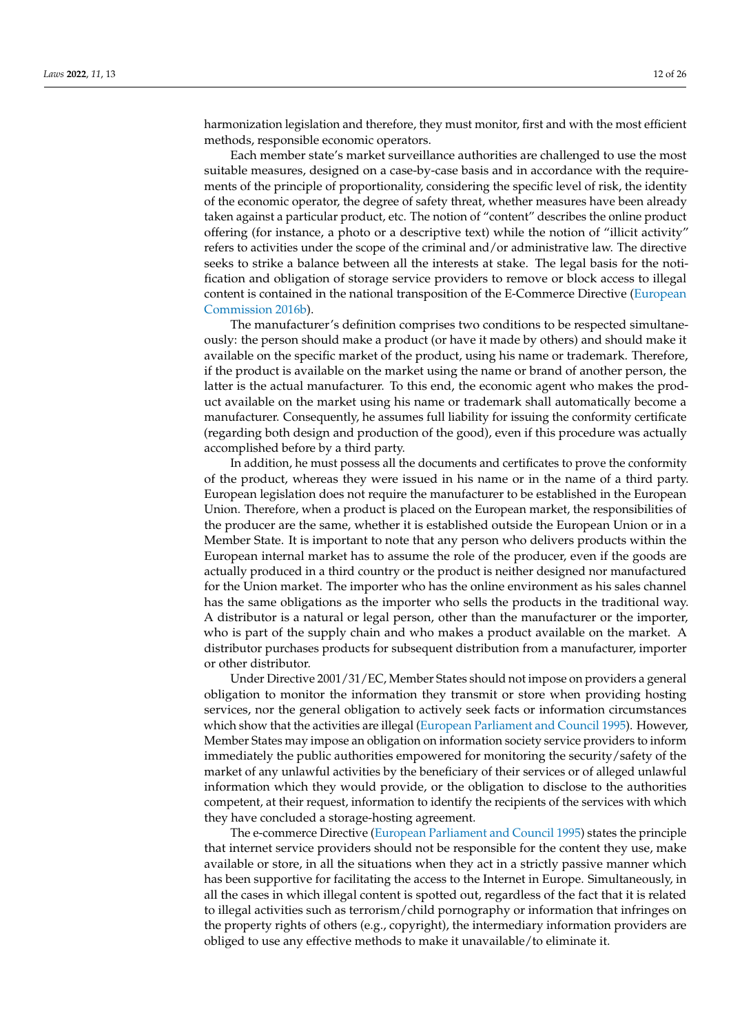harmonization legislation and therefore, they must monitor, first and with the most efficient methods, responsible economic operators.

Each member state's market surveillance authorities are challenged to use the most suitable measures, designed on a case-by-case basis and in accordance with the requirements of the principle of proportionality, considering the specific level of risk, the identity of the economic operator, the degree of safety threat, whether measures have been already taken against a particular product, etc. The notion of "content" describes the online product offering (for instance, a photo or a descriptive text) while the notion of "illicit activity" refers to activities under the scope of the criminal and/or administrative law. The directive seeks to strike a balance between all the interests at stake. The legal basis for the notification and obligation of storage service providers to remove or block access to illegal content is contained in the national transposition of the E-Commerce Directive (European Commission 2016b).

The manufacturer's definition comprises two conditions to be respected simultaneously: the person should make a product (or have it made by others) and should make it available on the specific market of the product, using his name or trademark. Therefore, if the product is available on the market using the name or brand of another person, the latter is the actual manufacturer. To this end, the economic agent who makes the product available on the market using his name or trademark shall automatically become a manufacturer. Consequently, he assumes full liability for issuing the conformity certificate (regarding both design and production of the good), even if this procedure was actually accomplished before by a third party.

In addition, he must possess all the documents and certificates to prove the conformity of the product, whereas they were issued in his name or in the name of a third party. European legislation does not require the manufacturer to be established in the European Union. Therefore, when a product is placed on the European market, the responsibilities of the producer are the same, whether it is established outside the European Union or in a Member State. It is important to note that any person who delivers products within the European internal market has to assume the role of the producer, even if the goods are actually produced in a third country or the product is neither designed nor manufactured for the Union market. The importer who has the online environment as his sales channel has the same obligations as the importer who sells the products in the traditional way. A distributor is a natural or legal person, other than the manufacturer or the importer, who is part of the supply chain and who makes a product available on the market. A distributor purchases products for subsequent distribution from a manufacturer, importer or other distributor.

Under Directive 2001/31/EC, Member States should not impose on providers a general obligation to monitor the information they transmit or store when providing hosting services, nor the general obligation to actively seek facts or information circumstances which show that the activities are illegal (European Parliament and Council 1995). However, Member States may impose an obligation on information society service providers to inform immediately the public authorities empowered for monitoring the security/safety of the market of any unlawful activities by the beneficiary of their services or of alleged unlawful information which they would provide, or the obligation to disclose to the authorities competent, at their request, information to identify the recipients of the services with which they have concluded a storage-hosting agreement.

The e-commerce Directive (European Parliament and Council 1995) states the principle that internet service providers should not be responsible for the content they use, make available or store, in all the situations when they act in a strictly passive manner which has been supportive for facilitating the access to the Internet in Europe. Simultaneously, in all the cases in which illegal content is spotted out, regardless of the fact that it is related to illegal activities such as terrorism/child pornography or information that infringes on the property rights of others (e.g., copyright), the intermediary information providers are obliged to use any effective methods to make it unavailable/to eliminate it.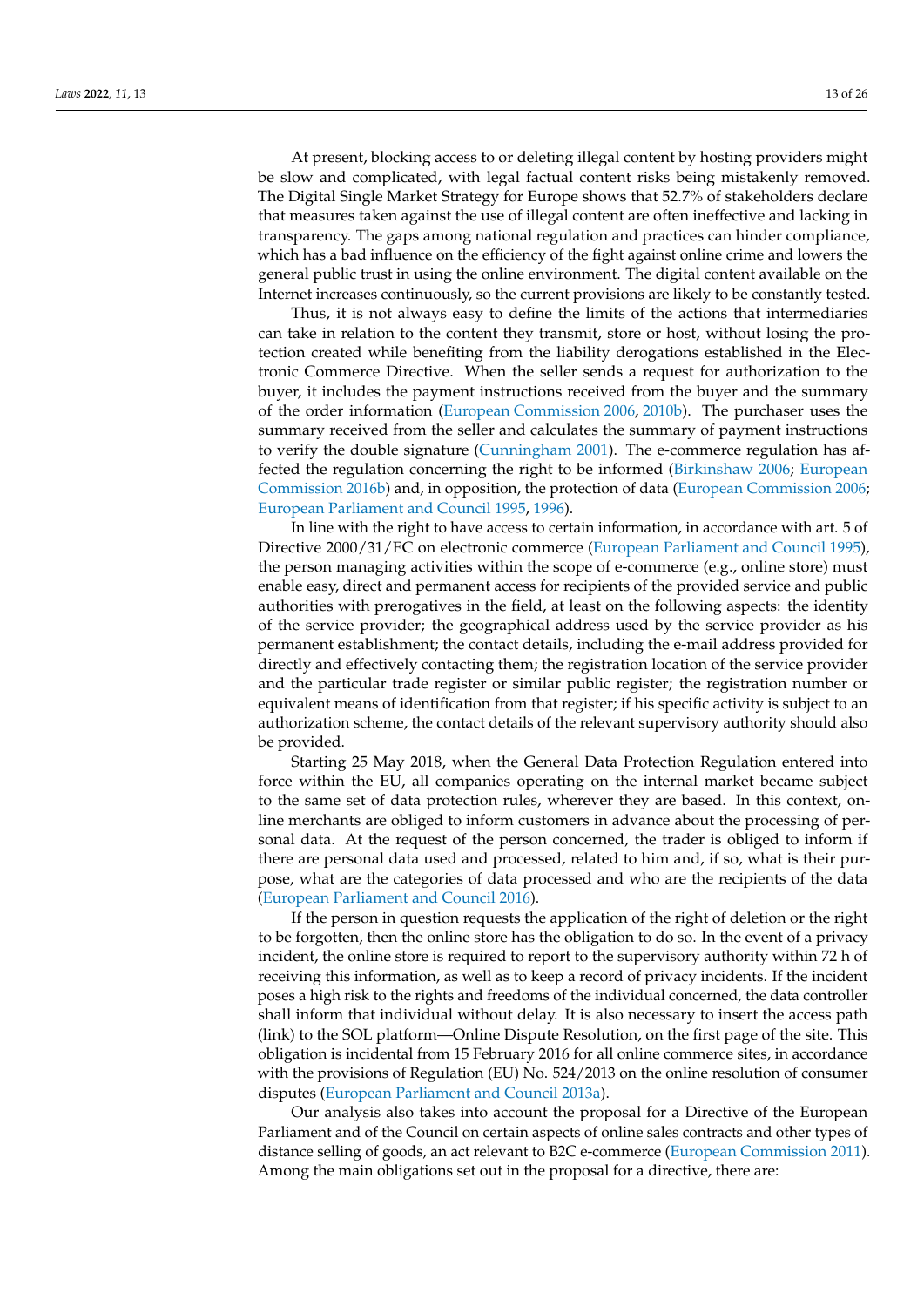At present, blocking access to or deleting illegal content by hosting providers might be slow and complicated, with legal factual content risks being mistakenly removed. The Digital Single Market Strategy for Europe shows that 52.7% of stakeholders declare that measures taken against the use of illegal content are often ineffective and lacking in transparency. The gaps among national regulation and practices can hinder compliance, which has a bad influence on the efficiency of the fight against online crime and lowers the general public trust in using the online environment. The digital content available on the Internet increases continuously, so the current provisions are likely to be constantly tested.

Thus, it is not always easy to define the limits of the actions that intermediaries can take in relation to the content they transmit, store or host, without losing the protection created while benefiting from the liability derogations established in the Electronic Commerce Directive. When the seller sends a request for authorization to the buyer, it includes the payment instructions received from the buyer and the summary of the order information (European Commission 2006, 2010b). The purchaser uses the summary received from the seller and calculates the summary of payment instructions to verify the double signature (Cunningham 2001). The e-commerce regulation has affected the regulation concerning the right to be informed (Birkinshaw 2006; European Commission 2016b) and, in opposition, the protection of data (European Commission 2006; European Parliament and Council 1995, 1996).

In line with the right to have access to certain information, in accordance with art. 5 of Directive 2000/31/EC on electronic commerce (European Parliament and Council 1995), the person managing activities within the scope of e-commerce (e.g., online store) must enable easy, direct and permanent access for recipients of the provided service and public authorities with prerogatives in the field, at least on the following aspects: the identity of the service provider; the geographical address used by the service provider as his permanent establishment; the contact details, including the e-mail address provided for directly and effectively contacting them; the registration location of the service provider and the particular trade register or similar public register; the registration number or equivalent means of identification from that register; if his specific activity is subject to an authorization scheme, the contact details of the relevant supervisory authority should also be provided.

Starting 25 May 2018, when the General Data Protection Regulation entered into force within the EU, all companies operating on the internal market became subject to the same set of data protection rules, wherever they are based. In this context, online merchants are obliged to inform customers in advance about the processing of personal data. At the request of the person concerned, the trader is obliged to inform if there are personal data used and processed, related to him and, if so, what is their purpose, what are the categories of data processed and who are the recipients of the data (European Parliament and Council 2016).

If the person in question requests the application of the right of deletion or the right to be forgotten, then the online store has the obligation to do so. In the event of a privacy incident, the online store is required to report to the supervisory authority within 72 h of receiving this information, as well as to keep a record of privacy incidents. If the incident poses a high risk to the rights and freedoms of the individual concerned, the data controller shall inform that individual without delay. It is also necessary to insert the access path (link) to the SOL platform—Online Dispute Resolution, on the first page of the site. This obligation is incidental from 15 February 2016 for all online commerce sites, in accordance with the provisions of Regulation (EU) No. 524/2013 on the online resolution of consumer disputes (European Parliament and Council 2013a).

Our analysis also takes into account the proposal for a Directive of the European Parliament and of the Council on certain aspects of online sales contracts and other types of distance selling of goods, an act relevant to B2C e-commerce (European Commission 2011). Among the main obligations set out in the proposal for a directive, there are: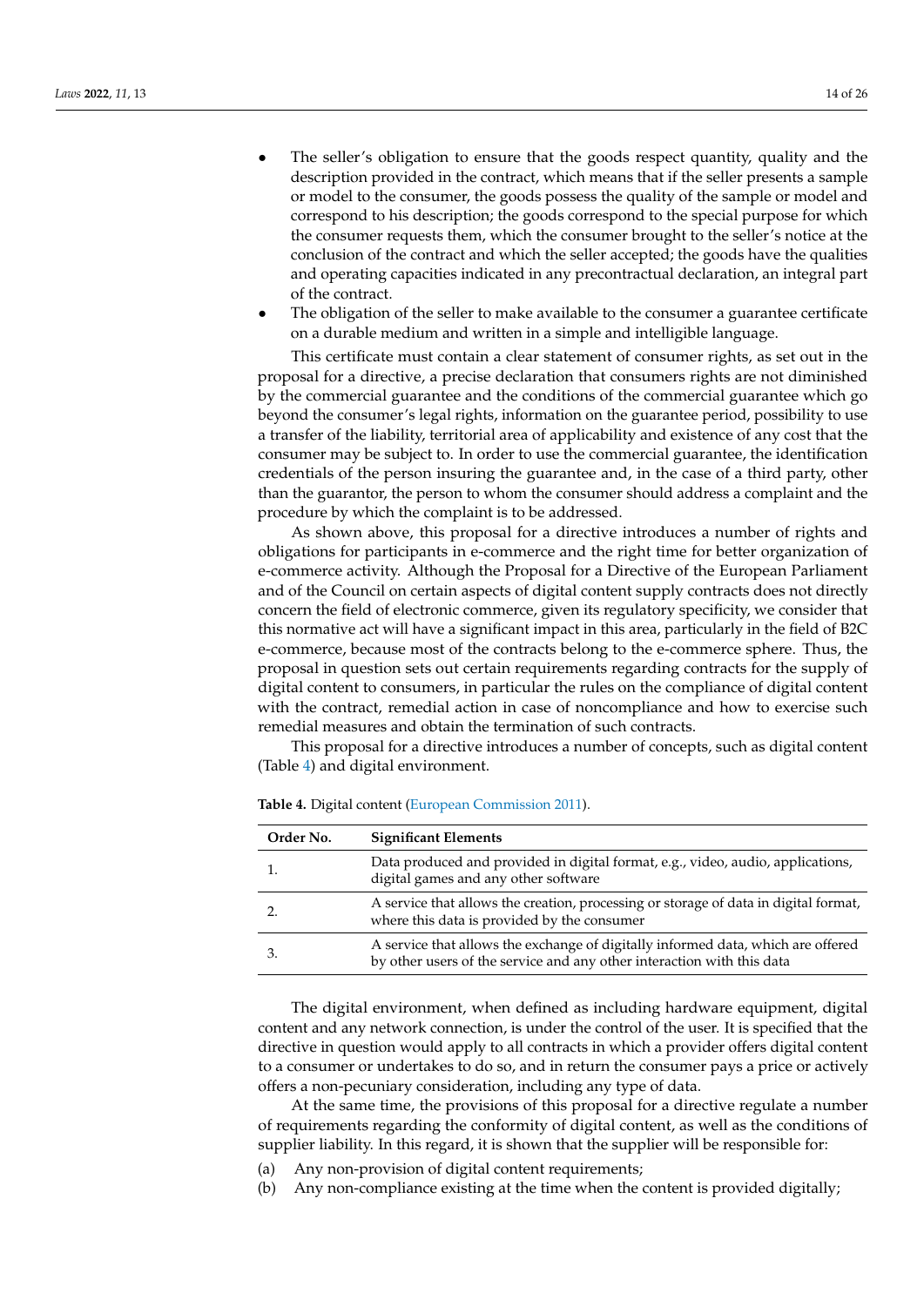- The seller's obligation to ensure that the goods respect quantity, quality and the description provided in the contract, which means that if the seller presents a sample or model to the consumer, the goods possess the quality of the sample or model and correspond to his description; the goods correspond to the special purpose for which the consumer requests them, which the consumer brought to the seller's notice at the conclusion of the contract and which the seller accepted; the goods have the qualities and operating capacities indicated in any precontractual declaration, an integral part of the contract.
- The obligation of the seller to make available to the consumer a guarantee certificate on a durable medium and written in a simple and intelligible language.

This certificate must contain a clear statement of consumer rights, as set out in the proposal for a directive, a precise declaration that consumers rights are not diminished by the commercial guarantee and the conditions of the commercial guarantee which go beyond the consumer's legal rights, information on the guarantee period, possibility to use a transfer of the liability, territorial area of applicability and existence of any cost that the consumer may be subject to. In order to use the commercial guarantee, the identification credentials of the person insuring the guarantee and, in the case of a third party, other than the guarantor, the person to whom the consumer should address a complaint and the procedure by which the complaint is to be addressed.

As shown above, this proposal for a directive introduces a number of rights and obligations for participants in e-commerce and the right time for better organization of e-commerce activity. Although the Proposal for a Directive of the European Parliament and of the Council on certain aspects of digital content supply contracts does not directly concern the field of electronic commerce, given its regulatory specificity, we consider that this normative act will have a significant impact in this area, particularly in the field of B2C e-commerce, because most of the contracts belong to the e-commerce sphere. Thus, the proposal in question sets out certain requirements regarding contracts for the supply of digital content to consumers, in particular the rules on the compliance of digital content with the contract, remedial action in case of noncompliance and how to exercise such remedial measures and obtain the termination of such contracts.

This proposal for a directive introduces a number of concepts, such as digital content (Table 4) and digital environment.

**Table 4.** Digital content (European Commission 2011).

| Order No. | Significant Elements |
| --- | --- |
| 1. | Data produced and provided in digital format, e.g., video, audio, applications, digital games and any other software |
| 2. | A service that allows the creation, processing or storage of data in digital format, where this data is provided by the consumer |
| 3. | A service that allows the exchange of digitally informed data, which are offered by other users of the service and any other interaction with this data |

The digital environment, when defined as including hardware equipment, digital content and any network connection, is under the control of the user. It is specified that the directive in question would apply to all contracts in which a provider offers digital content to a consumer or undertakes to do so, and in return the consumer pays a price or actively offers a non-pecuniary consideration, including any type of data.

At the same time, the provisions of this proposal for a directive regulate a number of requirements regarding the conformity of digital content, as well as the conditions of supplier liability. In this regard, it is shown that the supplier will be responsible for:

(a) Any non-provision of digital content requirements;
(b) Any non-compliance existing at the time when the content is provided digitally;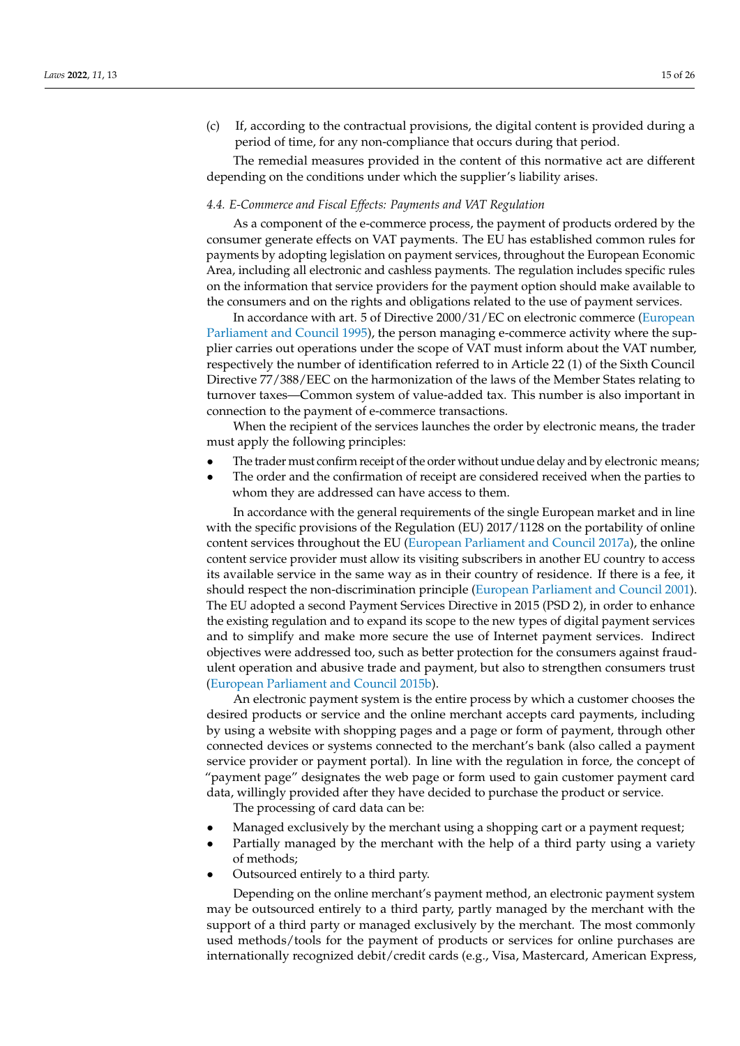(c) If, according to the contractual provisions, the digital content is provided during a period of time, for any non-compliance that occurs during that period.

The remedial measures provided in the content of this normative act are different depending on the conditions under which the supplier's liability arises.

### 4.4. E-Commerce and Fiscal Effects: Payments and VAT Regulation

As a component of the e-commerce process, the payment of products ordered by the consumer generate effects on VAT payments. The EU has established common rules for payments by adopting legislation on payment services, throughout the European Economic Area, including all electronic and cashless payments. The regulation includes specific rules on the information that service providers for the payment option should make available to the consumers and on the rights and obligations related to the use of payment services.

In accordance with art. 5 of Directive 2000/31/EC on electronic commerce (European Parliament and Council 1995), the person managing e-commerce activity where the supplier carries out operations under the scope of VAT must inform about the VAT number, respectively the number of identification referred to in Article 22 (1) of the Sixth Council Directive 77/388/EEC on the harmonization of the laws of the Member States relating to turnover taxes—Common system of value-added tax. This number is also important in connection to the payment of e-commerce transactions.

When the recipient of the services launches the order by electronic means, the trader must apply the following principles:

- The trader must confirm receipt of the order without undue delay and by electronic means;
- The order and the confirmation of receipt are considered received when the parties to whom they are addressed can have access to them.

In accordance with the general requirements of the single European market and in line with the specific provisions of the Regulation (EU) 2017/1128 on the portability of online content services throughout the EU (European Parliament and Council 2017a), the online content service provider must allow its visiting subscribers in another EU country to access its available service in the same way as in their country of residence. If there is a fee, it should respect the non-discrimination principle (European Parliament and Council 2001). The EU adopted a second Payment Services Directive in 2015 (PSD 2), in order to enhance the existing regulation and to expand its scope to the new types of digital payment services and to simplify and make more secure the use of Internet payment services. Indirect objectives were addressed too, such as better protection for the consumers against fraudulent operation and abusive trade and payment, but also to strengthen consumers trust (European Parliament and Council 2015b).

An electronic payment system is the entire process by which a customer chooses the desired products or service and the online merchant accepts card payments, including by using a website with shopping pages and a page or form of payment, through other connected devices or systems connected to the merchant's bank (also called a payment service provider or payment portal). In line with the regulation in force, the concept of "payment page" designates the web page or form used to gain customer payment card data, willingly provided after they have decided to purchase the product or service.

The processing of card data can be:

- Managed exclusively by the merchant using a shopping cart or a payment request;
- Partially managed by the merchant with the help of a third party using a variety of methods;
- Outsourced entirely to a third party.

Depending on the online merchant's payment method, an electronic payment system may be outsourced entirely to a third party, partly managed by the merchant with the support of a third party or managed exclusively by the merchant. The most commonly used methods/tools for the payment of products or services for online purchases are internationally recognized debit/credit cards (e.g., Visa, Mastercard, American Express,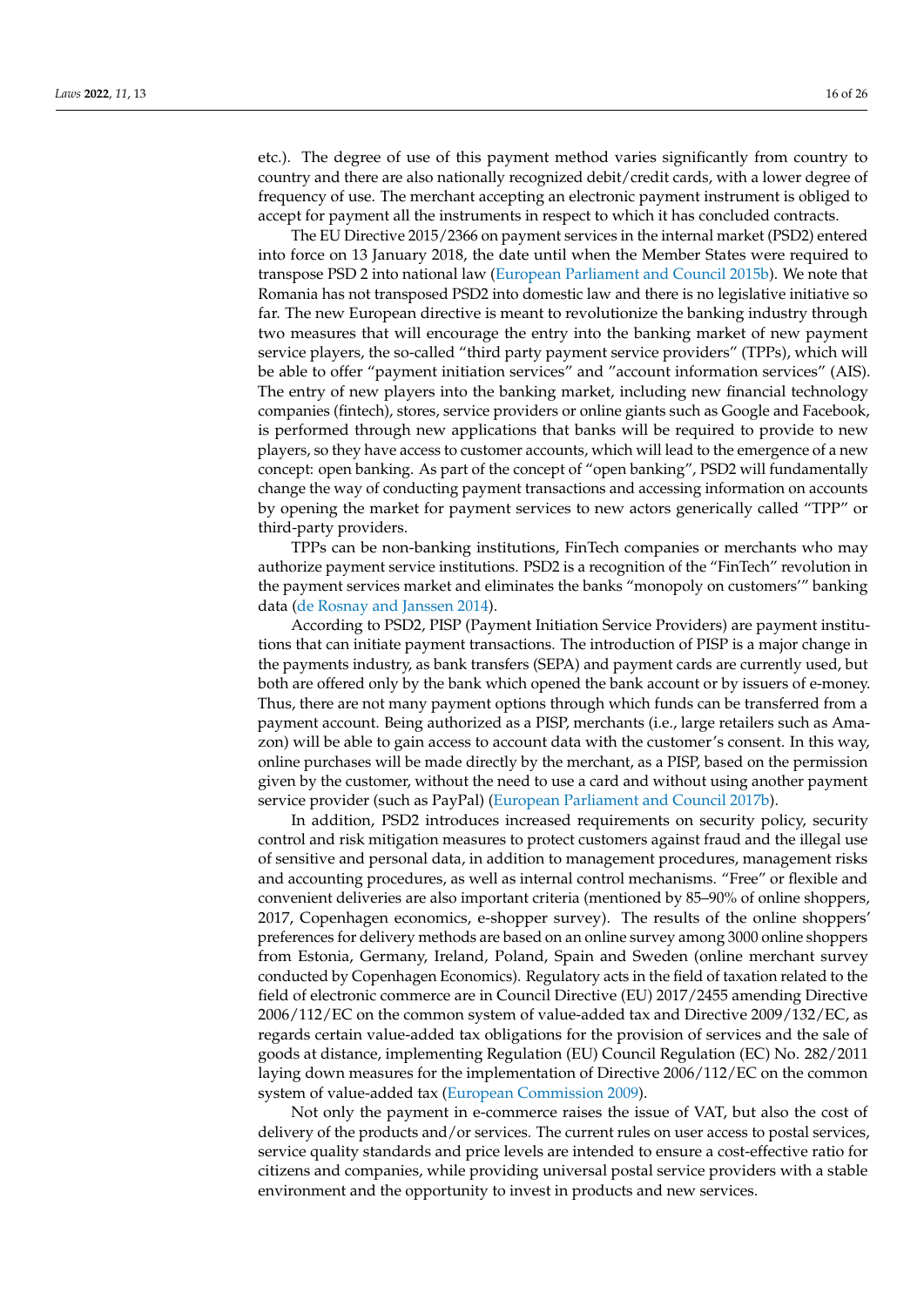etc.). The degree of use of this payment method varies significantly from country to country and there are also nationally recognized debit/credit cards, with a lower degree of frequency of use. The merchant accepting an electronic payment instrument is obliged to accept for payment all the instruments in respect to which it has concluded contracts.

The EU Directive 2015/2366 on payment services in the internal market (PSD2) entered into force on 13 January 2018, the date until when the Member States were required to transpose PSD 2 into national law (European Parliament and Council 2015b). We note that Romania has not transposed PSD2 into domestic law and there is no legislative initiative so far. The new European directive is meant to revolutionize the banking industry through two measures that will encourage the entry into the banking market of new payment service players, the so-called "third party payment service providers" (TPPs), which will be able to offer "payment initiation services" and "account information services" (AIS). The entry of new players into the banking market, including new financial technology companies (fintech), stores, service providers or online giants such as Google and Facebook, is performed through new applications that banks will be required to provide to new players, so they have access to customer accounts, which will lead to the emergence of a new concept: open banking. As part of the concept of "open banking", PSD2 will fundamentally change the way of conducting payment transactions and accessing information on accounts by opening the market for payment services to new actors generically called "TPP" or third-party providers.

TPPs can be non-banking institutions, FinTech companies or merchants who may authorize payment service institutions. PSD2 is a recognition of the "FinTech" revolution in the payment services market and eliminates the banks "monopoly on customers'" banking data (de Rosnay and Janssen 2014).

According to PSD2, PISP (Payment Initiation Service Providers) are payment institutions that can initiate payment transactions. The introduction of PISP is a major change in the payments industry, as bank transfers (SEPA) and payment cards are currently used, but both are offered only by the bank which opened the bank account or by issuers of e-money. Thus, there are not many payment options through which funds can be transferred from a payment account. Being authorized as a PISP, merchants (i.e., large retailers such as Amazon) will be able to gain access to account data with the customer's consent. In this way, online purchases will be made directly by the merchant, as a PISP, based on the permission given by the customer, without the need to use a card and without using another payment service provider (such as PayPal) (European Parliament and Council 2017b).

In addition, PSD2 introduces increased requirements on security policy, security control and risk mitigation measures to protect customers against fraud and the illegal use of sensitive and personal data, in addition to management procedures, management risks and accounting procedures, as well as internal control mechanisms. "Free" or flexible and convenient deliveries are also important criteria (mentioned by 85–90% of online shoppers, 2017, Copenhagen economics, e-shopper survey). The results of the online shoppers' preferences for delivery methods are based on an online survey among 3000 online shoppers from Estonia, Germany, Ireland, Poland, Spain and Sweden (online merchant survey conducted by Copenhagen Economics). Regulatory acts in the field of taxation related to the field of electronic commerce are in Council Directive (EU) 2017/2455 amending Directive 2006/112/EC on the common system of value-added tax and Directive 2009/132/EC, as regards certain value-added tax obligations for the provision of services and the sale of goods at distance, implementing Regulation (EU) Council Regulation (EC) No. 282/2011 laying down measures for the implementation of Directive 2006/112/EC on the common system of value-added tax (European Commission 2009).

Not only the payment in e-commerce raises the issue of VAT, but also the cost of delivery of the products and/or services. The current rules on user access to postal services, service quality standards and price levels are intended to ensure a cost-effective ratio for citizens and companies, while providing universal postal service providers with a stable environment and the opportunity to invest in products and new services.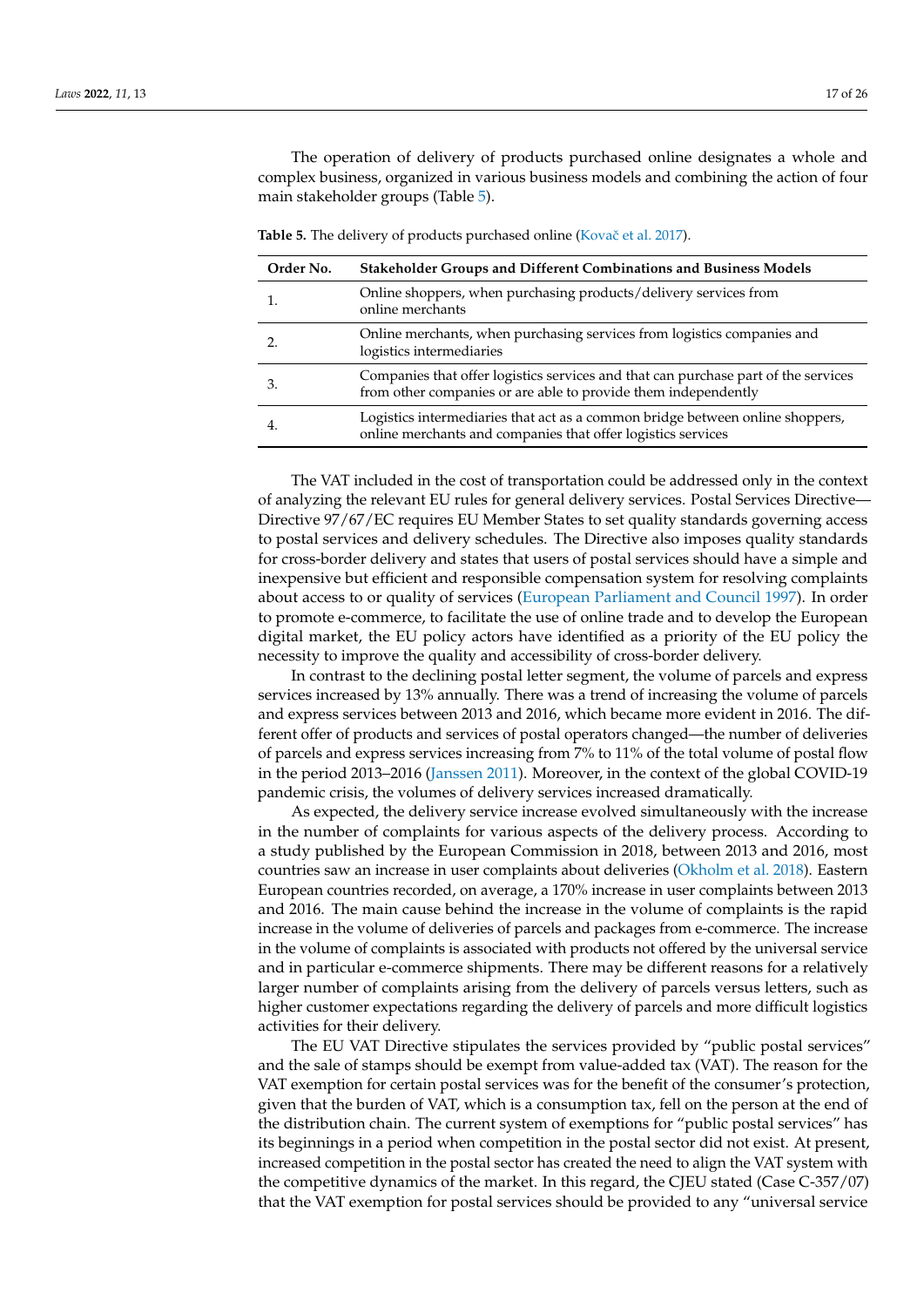The operation of delivery of products purchased online designates a whole and complex business, organized in various business models and combining the action of four main stakeholder groups (Table 5).

**Table 5.** The delivery of products purchased online (Kovač et al. 2017).

| Order No. | Stakeholder Groups and Different Combinations and Business Models |
|---|---|
| 1. | Online shoppers, when purchasing products/delivery services from online merchants |
| 2. | Online merchants, when purchasing services from logistics companies and logistics intermediaries |
| 3. | Companies that offer logistics services and that can purchase part of the services from other companies or are able to provide them independently |
| 4. | Logistics intermediaries that act as a common bridge between online shoppers, online merchants and companies that offer logistics services |

The VAT included in the cost of transportation could be addressed only in the context of analyzing the relevant EU rules for general delivery services. Postal Services Directive—Directive 97/67/EC requires EU Member States to set quality standards governing access to postal services and delivery schedules. The Directive also imposes quality standards for cross-border delivery and states that users of postal services should have a simple and inexpensive but efficient and responsible compensation system for resolving complaints about access to or quality of services (European Parliament and Council 1997). In order to promote e-commerce, to facilitate the use of online trade and to develop the European digital market, the EU policy actors have identified as a priority of the EU policy the necessity to improve the quality and accessibility of cross-border delivery.

In contrast to the declining postal letter segment, the volume of parcels and express services increased by 13% annually. There was a trend of increasing the volume of parcels and express services between 2013 and 2016, which became more evident in 2016. The different offer of products and services of postal operators changed—the number of deliveries of parcels and express services increasing from 7% to 11% of the total volume of postal flow in the period 2013–2016 (Janssen 2011). Moreover, in the context of the global COVID-19 pandemic crisis, the volumes of delivery services increased dramatically.

As expected, the delivery service increase evolved simultaneously with the increase in the number of complaints for various aspects of the delivery process. According to a study published by the European Commission in 2018, between 2013 and 2016, most countries saw an increase in user complaints about deliveries (Okholm et al. 2018). Eastern European countries recorded, on average, a 170% increase in user complaints between 2013 and 2016. The main cause behind the increase in the volume of complaints is the rapid increase in the volume of deliveries of parcels and packages from e-commerce. The increase in the volume of complaints is associated with products not offered by the universal service and in particular e-commerce shipments. There may be different reasons for a relatively larger number of complaints arising from the delivery of parcels versus letters, such as higher customer expectations regarding the delivery of parcels and more difficult logistics activities for their delivery.

The EU VAT Directive stipulates the services provided by "public postal services" and the sale of stamps should be exempt from value-added tax (VAT). The reason for the VAT exemption for certain postal services was for the benefit of the consumer's protection, given that the burden of VAT, which is a consumption tax, fell on the person at the end of the distribution chain. The current system of exemptions for "public postal services" has its beginnings in a period when competition in the postal sector did not exist. At present, increased competition in the postal sector has created the need to align the VAT system with the competitive dynamics of the market. In this regard, the CJEU stated (Case C-357/07) that the VAT exemption for postal services should be provided to any "universal service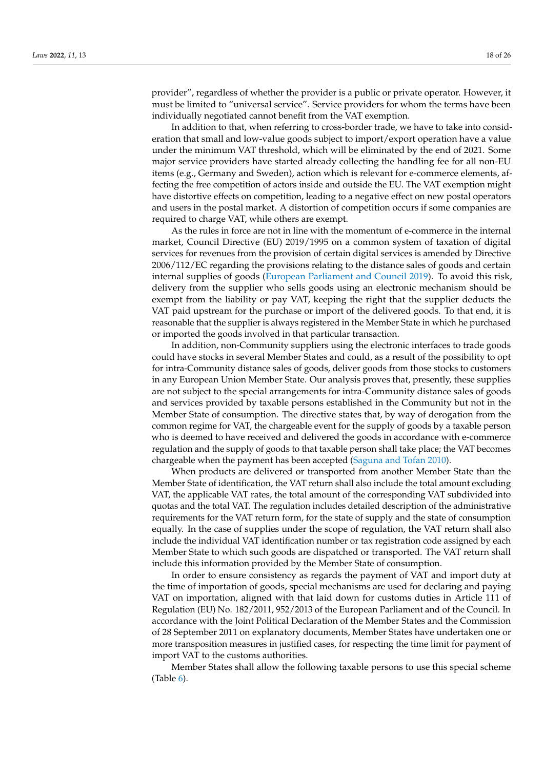provider", regardless of whether the provider is a public or private operator. However, it must be limited to "universal service". Service providers for whom the terms have been individually negotiated cannot benefit from the VAT exemption.

In addition to that, when referring to cross-border trade, we have to take into consideration that small and low-value goods subject to import/export operation have a value under the minimum VAT threshold, which will be eliminated by the end of 2021. Some major service providers have started already collecting the handling fee for all non-EU items (e.g., Germany and Sweden), action which is relevant for e-commerce elements, affecting the free competition of actors inside and outside the EU. The VAT exemption might have distortive effects on competition, leading to a negative effect on new postal operators and users in the postal market. A distortion of competition occurs if some companies are required to charge VAT, while others are exempt.

As the rules in force are not in line with the momentum of e-commerce in the internal market, Council Directive (EU) 2019/1995 on a common system of taxation of digital services for revenues from the provision of certain digital services is amended by Directive 2006/112/EC regarding the provisions relating to the distance sales of goods and certain internal supplies of goods (European Parliament and Council 2019). To avoid this risk, delivery from the supplier who sells goods using an electronic mechanism should be exempt from the liability or pay VAT, keeping the right that the supplier deducts the VAT paid upstream for the purchase or import of the delivered goods. To that end, it is reasonable that the supplier is always registered in the Member State in which he purchased or imported the goods involved in that particular transaction.

In addition, non-Community suppliers using the electronic interfaces to trade goods could have stocks in several Member States and could, as a result of the possibility to opt for intra-Community distance sales of goods, deliver goods from those stocks to customers in any European Union Member State. Our analysis proves that, presently, these supplies are not subject to the special arrangements for intra-Community distance sales of goods and services provided by taxable persons established in the Community but not in the Member State of consumption. The directive states that, by way of derogation from the common regime for VAT, the chargeable event for the supply of goods by a taxable person who is deemed to have received and delivered the goods in accordance with e-commerce regulation and the supply of goods to that taxable person shall take place; the VAT becomes chargeable when the payment has been accepted (Saguna and Tofan 2010).

When products are delivered or transported from another Member State than the Member State of identification, the VAT return shall also include the total amount excluding VAT, the applicable VAT rates, the total amount of the corresponding VAT subdivided into quotas and the total VAT. The regulation includes detailed description of the administrative requirements for the VAT return form, for the state of supply and the state of consumption equally. In the case of supplies under the scope of regulation, the VAT return shall also include the individual VAT identification number or tax registration code assigned by each Member State to which such goods are dispatched or transported. The VAT return shall include this information provided by the Member State of consumption.

In order to ensure consistency as regards the payment of VAT and import duty at the time of importation of goods, special mechanisms are used for declaring and paying VAT on importation, aligned with that laid down for customs duties in Article 111 of Regulation (EU) No. 182/2011, 952/2013 of the European Parliament and of the Council. In accordance with the Joint Political Declaration of the Member States and the Commission of 28 September 2011 on explanatory documents, Member States have undertaken one or more transposition measures in justified cases, for respecting the time limit for payment of import VAT to the customs authorities.

Member States shall allow the following taxable persons to use this special scheme (Table 6).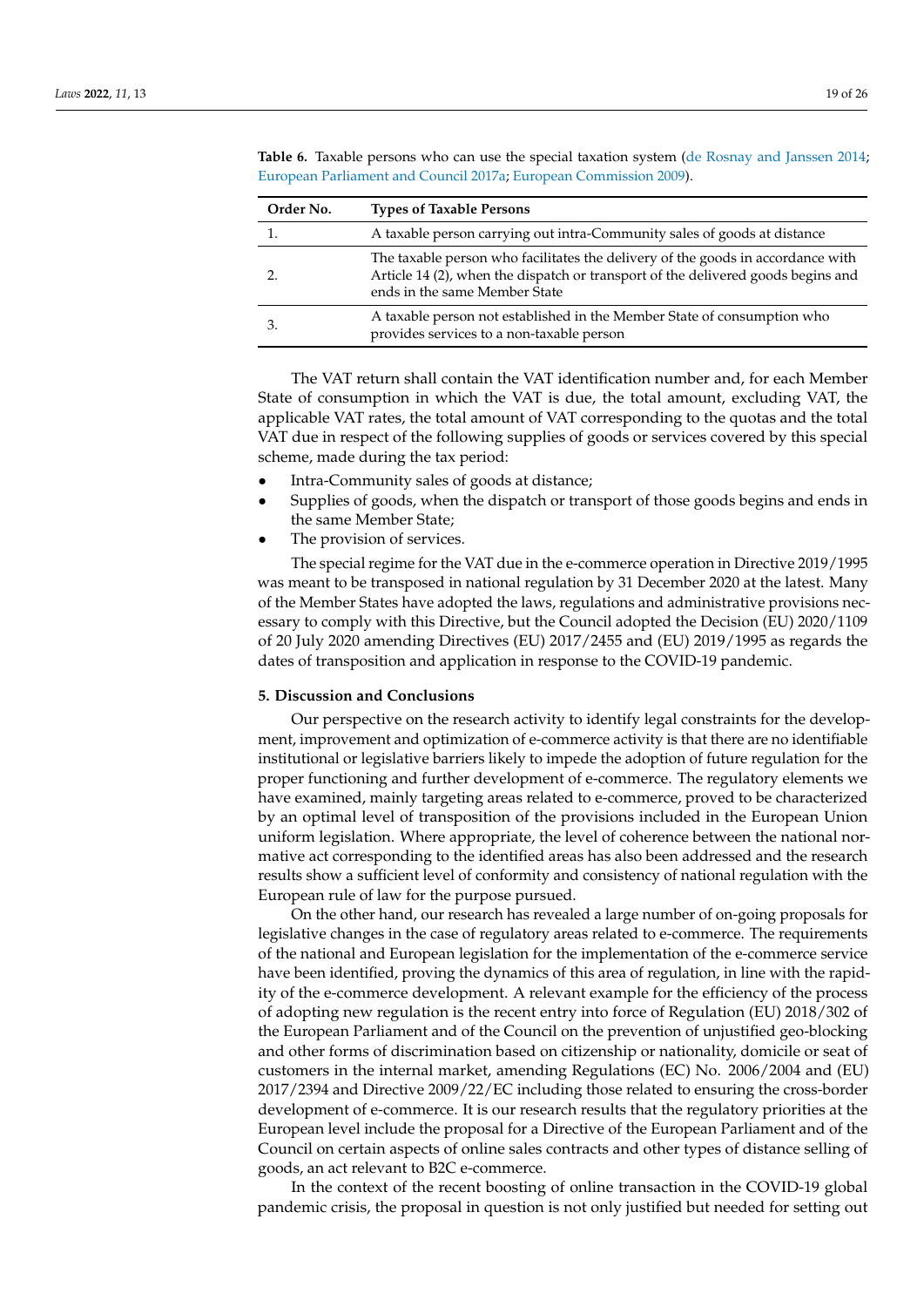**Table 6.** Taxable persons who can use the special taxation system (de Rosnay and Janssen 2014; European Parliament and Council 2017a; European Commission 2009).

| Order No. | Types of Taxable Persons |
| --- | --- |
| 1. | A taxable person carrying out intra-Community sales of goods at distance |
| 2. | The taxable person who facilitates the delivery of the goods in accordance with Article 14 (2), when the dispatch or transport of the delivered goods begins and ends in the same Member State |
| 3. | A taxable person not established in the Member State of consumption who provides services to a non-taxable person |

The VAT return shall contain the VAT identification number and, for each Member State of consumption in which the VAT is due, the total amount, excluding VAT, the applicable VAT rates, the total amount of VAT corresponding to the quotas and the total VAT due in respect of the following supplies of goods or services covered by this special scheme, made during the tax period:

- Intra-Community sales of goods at distance;
- Supplies of goods, when the dispatch or transport of those goods begins and ends in the same Member State;
- The provision of services.

The special regime for the VAT due in the e-commerce operation in Directive 2019/1995 was meant to be transposed in national regulation by 31 December 2020 at the latest. Many of the Member States have adopted the laws, regulations and administrative provisions necessary to comply with this Directive, but the Council adopted the Decision (EU) 2020/1109 of 20 July 2020 amending Directives (EU) 2017/2455 and (EU) 2019/1995 as regards the dates of transposition and application in response to the COVID-19 pandemic.

## 5. Discussion and Conclusions

Our perspective on the research activity to identify legal constraints for the development, improvement and optimization of e-commerce activity is that there are no identifiable institutional or legislative barriers likely to impede the adoption of future regulation for the proper functioning and further development of e-commerce. The regulatory elements we have examined, mainly targeting areas related to e-commerce, proved to be characterized by an optimal level of transposition of the provisions included in the European Union uniform legislation. Where appropriate, the level of coherence between the national normative act corresponding to the identified areas has also been addressed and the research results show a sufficient level of conformity and consistency of national regulation with the European rule of law for the purpose pursued.

On the other hand, our research has revealed a large number of on-going proposals for legislative changes in the case of regulatory areas related to e-commerce. The requirements of the national and European legislation for the implementation of the e-commerce service have been identified, proving the dynamics of this area of regulation, in line with the rapidity of the e-commerce development. A relevant example for the efficiency of the process of adopting new regulation is the recent entry into force of Regulation (EU) 2018/302 of the European Parliament and of the Council on the prevention of unjustified geo-blocking and other forms of discrimination based on citizenship or nationality, domicile or seat of customers in the internal market, amending Regulations (EC) No. 2006/2004 and (EU) 2017/2394 and Directive 2009/22/EC including those related to ensuring the cross-border development of e-commerce. It is our research results that the regulatory priorities at the European level include the proposal for a Directive of the European Parliament and of the Council on certain aspects of online sales contracts and other types of distance selling of goods, an act relevant to B2C e-commerce.

In the context of the recent boosting of online transaction in the COVID-19 global pandemic crisis, the proposal in question is not only justified but needed for setting out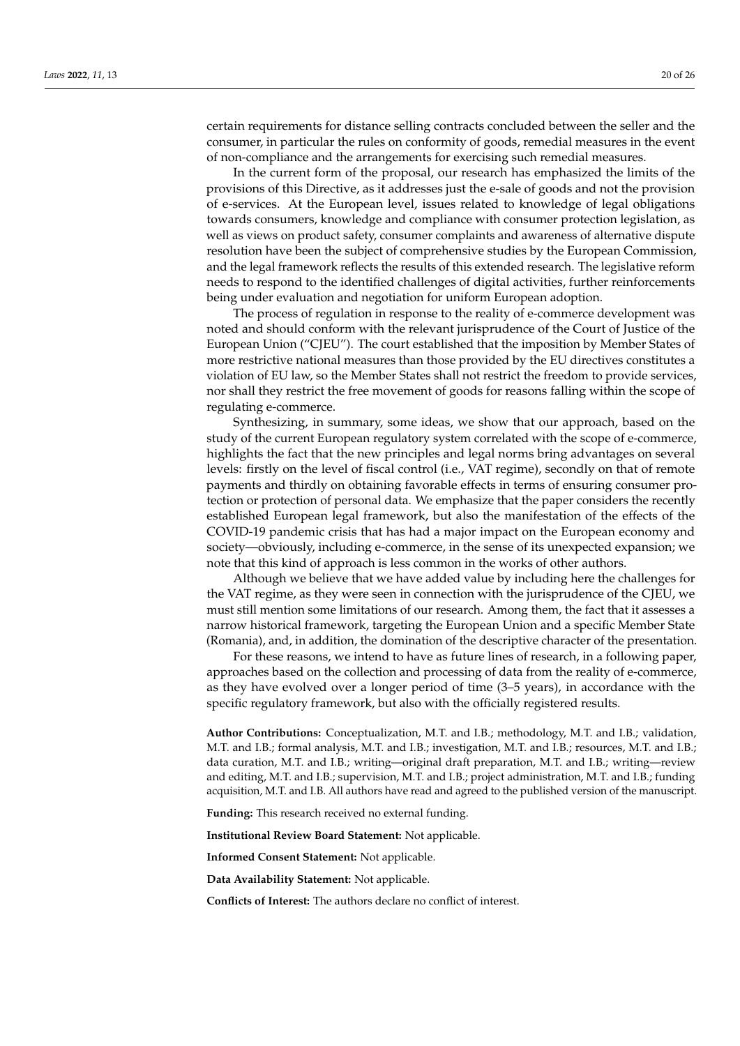certain requirements for distance selling contracts concluded between the seller and the consumer, in particular the rules on conformity of goods, remedial measures in the event of non-compliance and the arrangements for exercising such remedial measures.

In the current form of the proposal, our research has emphasized the limits of the provisions of this Directive, as it addresses just the e-sale of goods and not the provision of e-services. At the European level, issues related to knowledge of legal obligations towards consumers, knowledge and compliance with consumer protection legislation, as well as views on product safety, consumer complaints and awareness of alternative dispute resolution have been the subject of comprehensive studies by the European Commission, and the legal framework reflects the results of this extended research. The legislative reform needs to respond to the identified challenges of digital activities, further reinforcements being under evaluation and negotiation for uniform European adoption.

The process of regulation in response to the reality of e-commerce development was noted and should conform with the relevant jurisprudence of the Court of Justice of the European Union ("CJEU"). The court established that the imposition by Member States of more restrictive national measures than those provided by the EU directives constitutes a violation of EU law, so the Member States shall not restrict the freedom to provide services, nor shall they restrict the free movement of goods for reasons falling within the scope of regulating e-commerce.

Synthesizing, in summary, some ideas, we show that our approach, based on the study of the current European regulatory system correlated with the scope of e-commerce, highlights the fact that the new principles and legal norms bring advantages on several levels: firstly on the level of fiscal control (i.e., VAT regime), secondly on that of remote payments and thirdly on obtaining favorable effects in terms of ensuring consumer protection or protection of personal data. We emphasize that the paper considers the recently established European legal framework, but also the manifestation of the effects of the COVID-19 pandemic crisis that has had a major impact on the European economy and society—obviously, including e-commerce, in the sense of its unexpected expansion; we note that this kind of approach is less common in the works of other authors.

Although we believe that we have added value by including here the challenges for the VAT regime, as they were seen in connection with the jurisprudence of the CJEU, we must still mention some limitations of our research. Among them, the fact that it assesses a narrow historical framework, targeting the European Union and a specific Member State (Romania), and, in addition, the domination of the descriptive character of the presentation.

For these reasons, we intend to have as future lines of research, in a following paper, approaches based on the collection and processing of data from the reality of e-commerce, as they have evolved over a longer period of time (3–5 years), in accordance with the specific regulatory framework, but also with the officially registered results.

**Author Contributions:** Conceptualization, M.T. and I.B.; methodology, M.T. and I.B.; validation, M.T. and I.B.; formal analysis, M.T. and I.B.; investigation, M.T. and I.B.; resources, M.T. and I.B.; data curation, M.T. and I.B.; writing—original draft preparation, M.T. and I.B.; writing—review and editing, M.T. and I.B.; supervision, M.T. and I.B.; project administration, M.T. and I.B.; funding acquisition, M.T. and I.B. All authors have read and agreed to the published version of the manuscript.

**Funding:** This research received no external funding.

**Institutional Review Board Statement:** Not applicable.

**Informed Consent Statement:** Not applicable.

**Data Availability Statement:** Not applicable.

**Conflicts of Interest:** The authors declare no conflict of interest.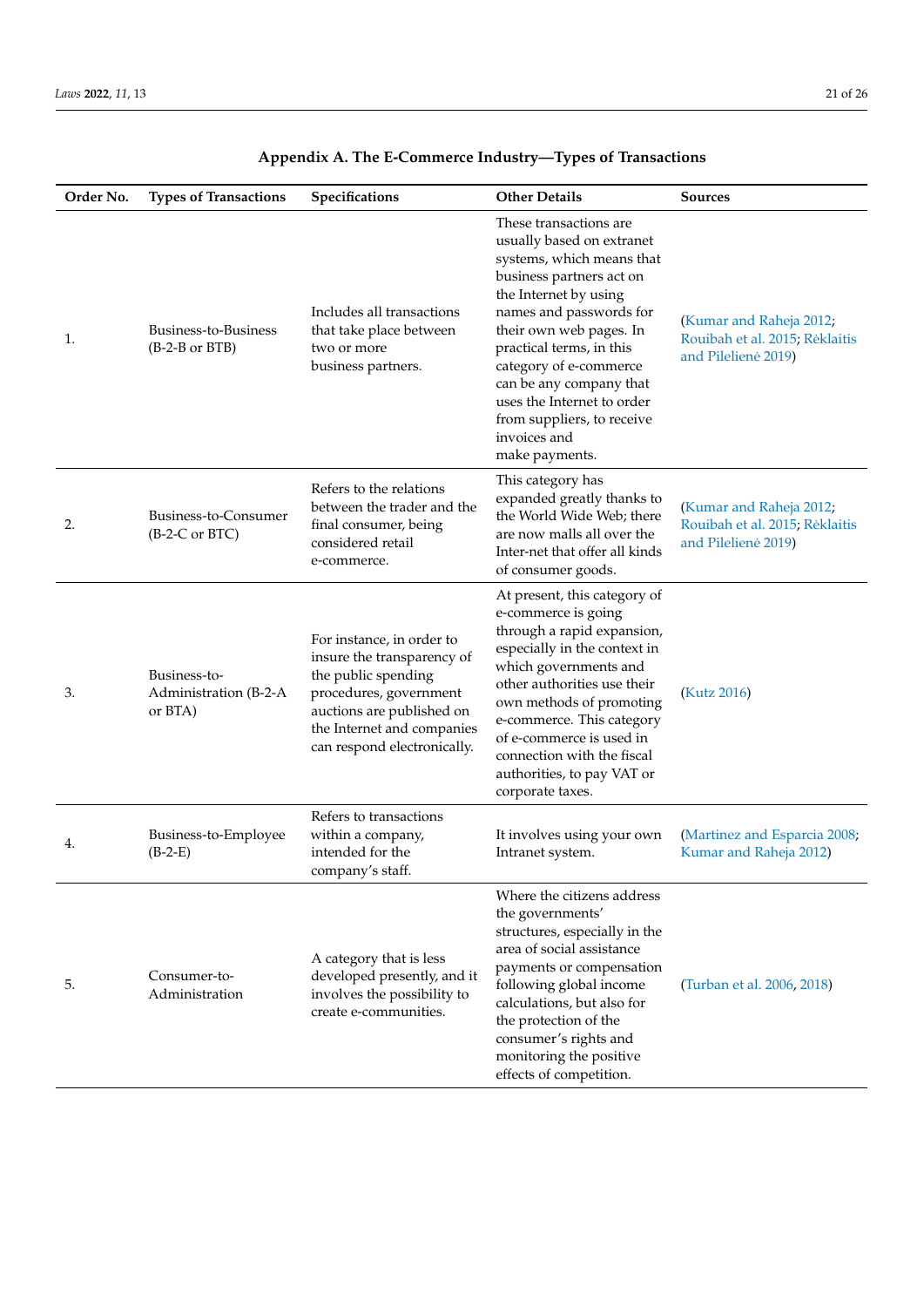## Appendix A. The E-Commerce Industry—Types of Transactions

| Order No. | Types of Transactions | Specifications | Other Details | Sources |
|---|---|---|---|---|
| 1. | Business-to-Business (B-2-B or BTB) | Includes all transactions that take place between two or more business partners. | These transactions are usually based on extranet systems, which means that business partners act on the Internet by using names and passwords for their own web pages. In practical terms, in this category of e-commerce can be any company that uses the Internet to order from suppliers, to receive invoices and make payments. | (Kumar and Raheja 2012; Rouibah et al. 2015; Rėklaitis and Pilelienė 2019) |
| 2. | Business-to-Consumer (B-2-C or BTC) | Refers to the relations between the trader and the final consumer, being considered retail e-commerce. | This category has expanded greatly thanks to the World Wide Web; there are now malls all over the Inter-net that offer all kinds of consumer goods. | (Kumar and Raheja 2012; Rouibah et al. 2015; Rėklaitis and Pilelienė 2019) |
| 3. | Business-to-Administration (B-2-A or BTA) | For instance, in order to insure the transparency of the public spending procedures, government auctions are published on the Internet and companies can respond electronically. | At present, this category of e-commerce is going through a rapid expansion, especially in the context in which governments and other authorities use their own methods of promoting e-commerce. This category of e-commerce is used in connection with the fiscal authorities, to pay VAT or corporate taxes. | (Kutz 2016) |
| 4. | Business-to-Employee (B-2-E) | Refers to transactions within a company, intended for the company's staff. | It involves using your own Intranet system. | (Martinez and Esparcia 2008; Kumar and Raheja 2012) |
| 5. | Consumer-to-Administration | A category that is less developed presently, and it involves the possibility to create e-communities. | Where the citizens address the governments' structures, especially in the area of social assistance payments or compensation following global income calculations, but also for the protection of the consumer's rights and monitoring the positive effects of competition. | (Turban et al. 2006, 2018) |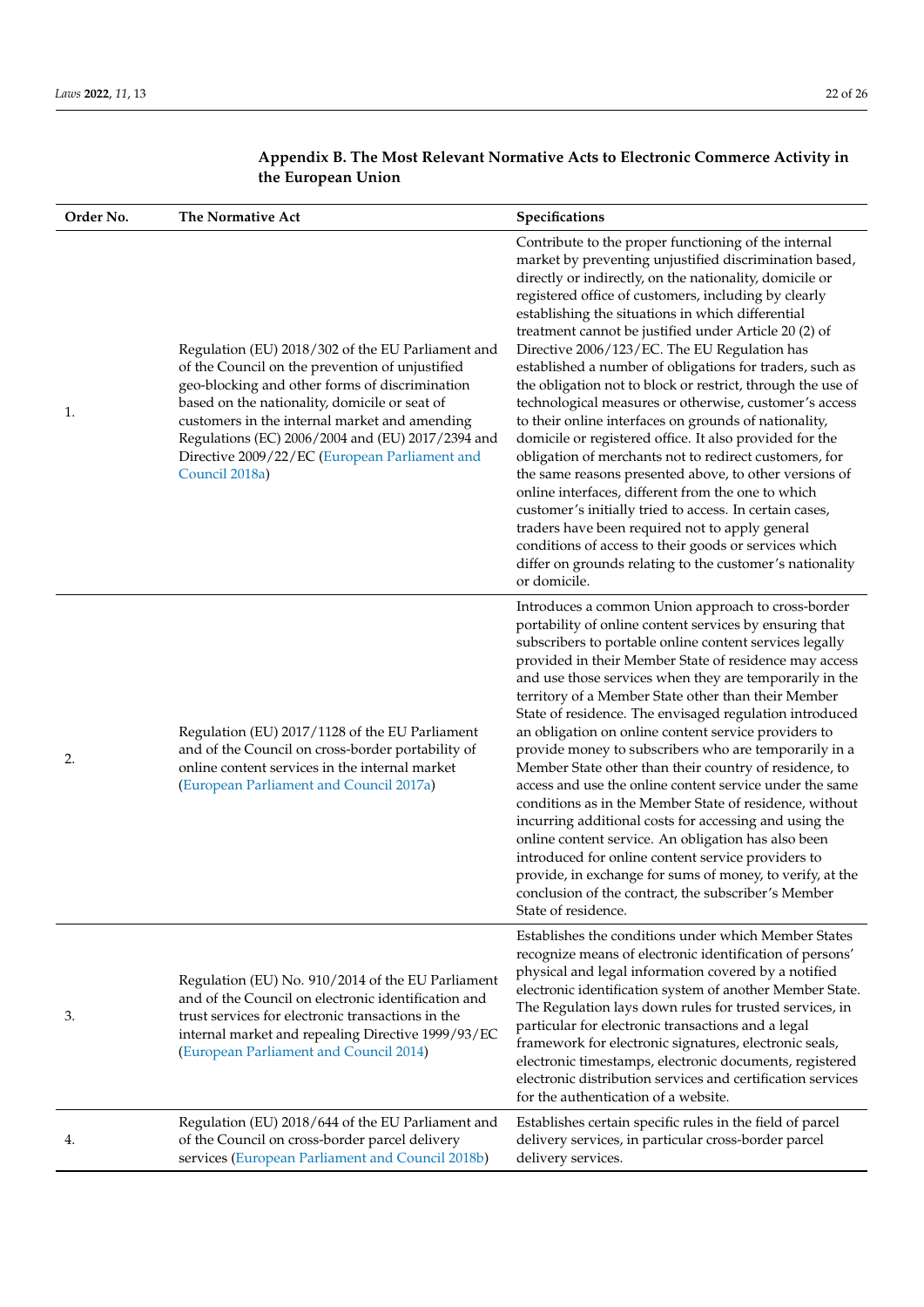## Appendix B. The Most Relevant Normative Acts to Electronic Commerce Activity in the European Union

| Order No. | The Normative Act | Specifications |
|---|---|---|
| 1. | Regulation (EU) 2018/302 of the EU Parliament and of the Council on the prevention of unjustified geo-blocking and other forms of discrimination based on the nationality, domicile or seat of customers in the internal market and amending Regulations (EC) 2006/2004 and (EU) 2017/2394 and Directive 2009/22/EC (European Parliament and Council 2018a) | Contribute to the proper functioning of the internal market by preventing unjustified discrimination based, directly or indirectly, on the nationality, domicile or registered office of customers, including by clearly establishing the situations in which differential treatment cannot be justified under Article 20 (2) of Directive 2006/123/EC. The EU Regulation has established a number of obligations for traders, such as the obligation not to block or restrict, through the use of technological measures or otherwise, customer's access to their online interfaces on grounds of nationality, domicile or registered office. It also provided for the obligation of merchants not to redirect customers, for the same reasons presented above, to other versions of online interfaces, different from the one to which customer's initially tried to access. In certain cases, traders have been required not to apply general conditions of access to their goods or services which differ on grounds relating to the customer's nationality or domicile. |
| 2. | Regulation (EU) 2017/1128 of the EU Parliament and of the Council on cross-border portability of online content services in the internal market (European Parliament and Council 2017a) | Introduces a common Union approach to cross-border portability of online content services by ensuring that subscribers to portable online content services legally provided in their Member State of residence may access and use those services when they are temporarily in the territory of a Member State other than their Member State of residence. The envisaged regulation introduced an obligation on online content service providers to provide money to subscribers who are temporarily in a Member State other than their country of residence, to access and use the online content service under the same conditions as in the Member State of residence, without incurring additional costs for accessing and using the online content service. An obligation has also been introduced for online content service providers to provide, in exchange for sums of money, to verify, at the conclusion of the contract, the subscriber's Member State of residence. |
| 3. | Regulation (EU) No. 910/2014 of the EU Parliament and of the Council on electronic identification and trust services for electronic transactions in the internal market and repealing Directive 1999/93/EC (European Parliament and Council 2014) | Establishes the conditions under which Member States recognize means of electronic identification of persons' physical and legal information covered by a notified electronic identification system of another Member State. The Regulation lays down rules for trusted services, in particular for electronic transactions and a legal framework for electronic signatures, electronic seals, electronic timestamps, electronic documents, registered electronic distribution services and certification services for the authentication of a website. |
| 4. | Regulation (EU) 2018/644 of the EU Parliament and of the Council on cross-border parcel delivery services (European Parliament and Council 2018b) | Establishes certain specific rules in the field of parcel delivery services, in particular cross-border parcel delivery services. |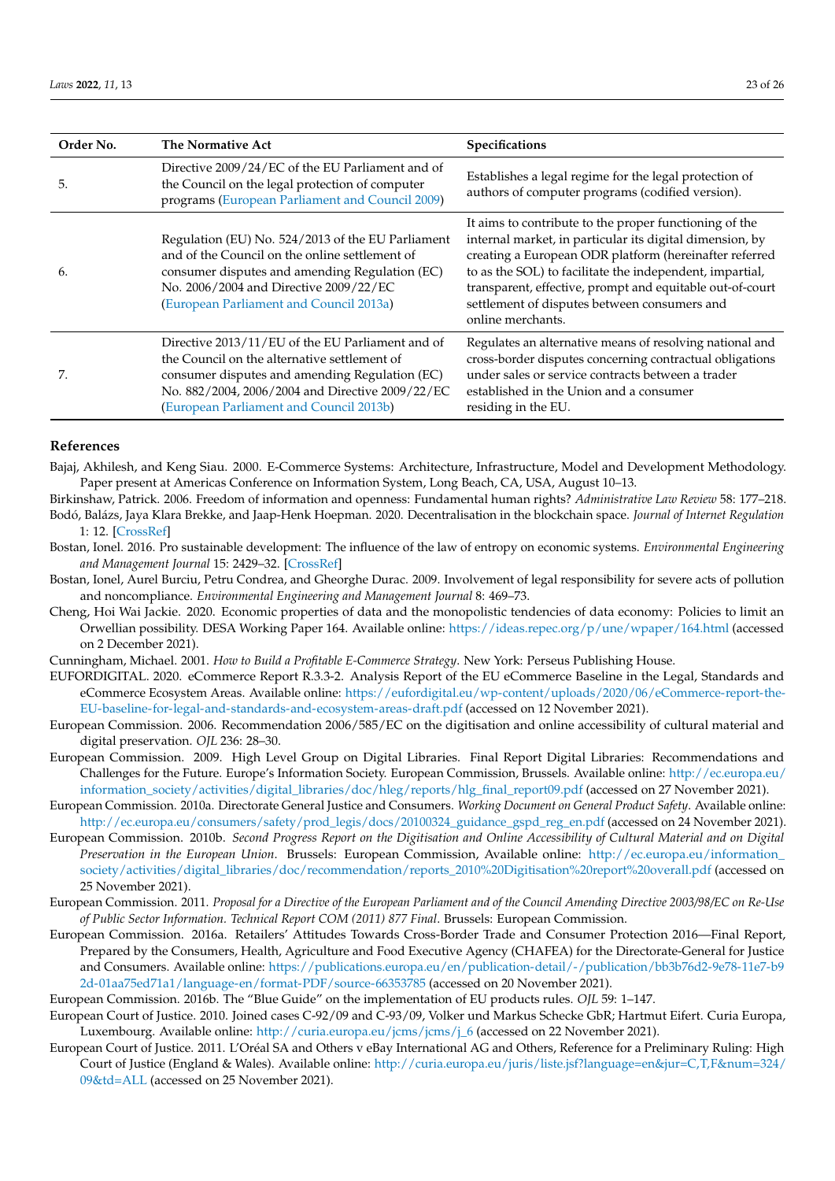| Order No. | The Normative Act | Specifications |
|---|---|---|
| 5. | Directive 2009/24/EC of the EU Parliament and of the Council on the legal protection of computer programs (European Parliament and Council 2009) | Establishes a legal regime for the legal protection of authors of computer programs (codified version). |
| 6. | Regulation (EU) No. 524/2013 of the EU Parliament and of the Council on the online settlement of consumer disputes and amending Regulation (EC) No. 2006/2004 and Directive 2009/22/EC (European Parliament and Council 2013a) | It aims to contribute to the proper functioning of the internal market, in particular its digital dimension, by creating a European ODR platform (hereinafter referred to as the SOL) to facilitate the independent, impartial, transparent, effective, prompt and equitable out-of-court settlement of disputes between consumers and online merchants. |
| 7. | Directive 2013/11/EU of the EU Parliament and of the Council on the alternative settlement of consumer disputes and amending Regulation (EC) No. 882/2004, 2006/2004 and Directive 2009/22/EC (European Parliament and Council 2013b) | Regulates an alternative means of resolving national and cross-border disputes concerning contractual obligations under sales or service contracts between a trader established in the Union and a consumer residing in the EU. |

## References

Bajaj, Akhilesh, and Keng Siau. 2000. E-Commerce Systems: Architecture, Infrastructure, Model and Development Methodology. Paper present at Americas Conference on Information System, Long Beach, CA, USA, August 10–13.

Birkinshaw, Patrick. 2006. Freedom of information and openness: Fundamental human rights? *Administrative Law Review* 58: 177–218.

Bodó, Balázs, Jaya Klara Brekke, and Jaap-Henk Hoepman. 2020. Decentralisation in the blockchain space. *Journal of Internet Regulation* 1: 12. [CrossRef]

Bostan, Ionel. 2016. Pro sustainable development: The influence of the law of entropy on economic systems. *Environmental Engineering and Management Journal* 15: 2429–32. [CrossRef]

Bostan, Ionel, Aurel Burciu, Petru Condrea, and Gheorghe Durac. 2009. Involvement of legal responsibility for severe acts of pollution and noncompliance. *Environmental Engineering and Management Journal* 8: 469–73.

Cheng, Hoi Wai Jackie. 2020. Economic properties of data and the monopolistic tendencies of data economy: Policies to limit an Orwellian possibility. DESA Working Paper 164. Available online: https://ideas.repec.org/p/une/wpaper/164.html (accessed on 2 December 2021).

Cunningham, Michael. 2001. *How to Build a Profitable E-Commerce Strategy*. New York: Perseus Publishing House.

EUFORDIGITAL. 2020. eCommerce Report R.3.3-2. Analysis Report of the EU eCommerce Baseline in the Legal, Standards and eCommerce Ecosystem Areas. Available online: https://eufordigital.eu/wp-content/uploads/2020/06/eCommerce-report-the-EU-baseline-for-legal-and-standards-and-ecosystem-areas-draft.pdf (accessed on 12 November 2021).

European Commission. 2006. Recommendation 2006/585/EC on the digitisation and online accessibility of cultural material and digital preservation. *OJL* 236: 28–30.

European Commission. 2009. High Level Group on Digital Libraries. Final Report Digital Libraries: Recommendations and Challenges for the Future. Europe's Information Society. European Commission, Brussels. Available online: http://ec.europa.eu/information_society/activities/digital_libraries/doc/hleg/reports/hlg_final_report09.pdf (accessed on 27 November 2021).

European Commission. 2010a. Directorate General Justice and Consumers. *Working Document on General Product Safety*. Available online: http://ec.europa.eu/consumers/safety/prod_legis/docs/20100324_guidance_gspd_reg_en.pdf (accessed on 24 November 2021).

European Commission. 2010b. *Second Progress Report on the Digitisation and Online Accessibility of Cultural Material and on Digital Preservation in the European Union*. Brussels: European Commission, Available online: http://ec.europa.eu/information_society/activities/digital_libraries/doc/recommendation/reports_2010%20Digitisation%20report%20overall.pdf (accessed on 25 November 2021).

European Commission. 2011. *Proposal for a Directive of the European Parliament and of the Council Amending Directive 2003/98/EC on Re-Use of Public Sector Information. Technical Report COM (2011) 877 Final*. Brussels: European Commission.

European Commission. 2016a. Retailers' Attitudes Towards Cross-Border Trade and Consumer Protection 2016—Final Report, Prepared by the Consumers, Health, Agriculture and Food Executive Agency (CHAFEA) for the Directorate-General for Justice and Consumers. Available online: https://publications.europa.eu/en/publication-detail/-/publication/bb3b76d2-9e78-11e7-b92d-01aa75ed71a1/language-en/format-PDF/source-66353785 (accessed on 20 November 2021).

European Commission. 2016b. The "Blue Guide" on the implementation of EU products rules. *OJL* 59: 1–147.

European Court of Justice. 2010. Joined cases C-92/09 and C-93/09, Volker und Markus Schecke GbR; Hartmut Eifert. Curia Europa, Luxembourg. Available online: http://curia.europa.eu/jcms/jcms/j_6 (accessed on 22 November 2021).

European Court of Justice. 2011. L'Oréal SA and Others v eBay International AG and Others, Reference for a Preliminary Ruling: High Court of Justice (England & Wales). Available online: http://curia.europa.eu/juris/liste.jsf?language=en&jur=C,T,F&num=324/09&td=ALL (accessed on 25 November 2021).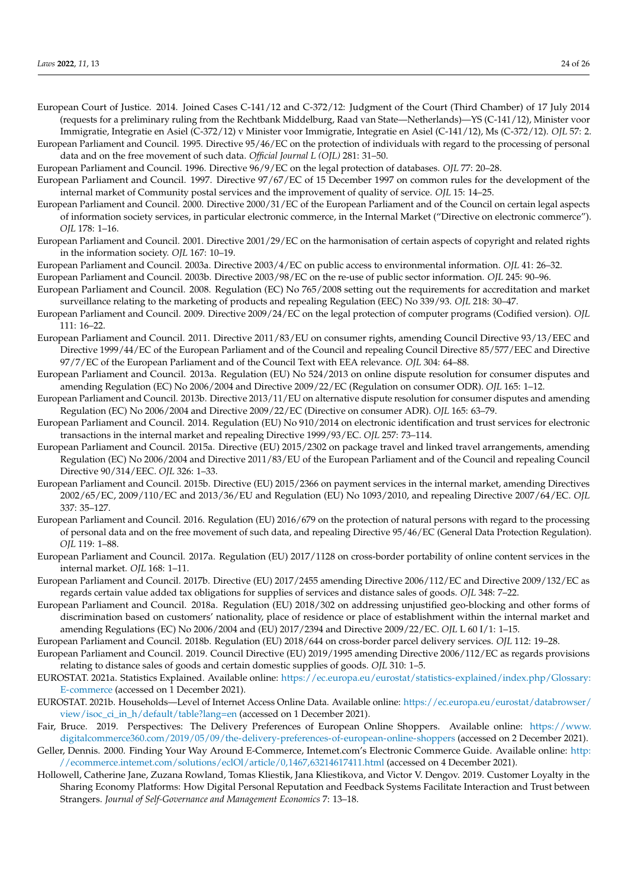European Court of Justice. 2014. Joined Cases C-141/12 and C-372/12: Judgment of the Court (Third Chamber) of 17 July 2014 (requests for a preliminary ruling from the Rechtbank Middelburg, Raad van State—Netherlands)—YS (C-141/12), Minister voor Immigratie, Integratie en Asiel (C-372/12) v Minister voor Immigratie, Integratie en Asiel (C-141/12), Ms (C-372/12). *OJL* 57: 2.

European Parliament and Council. 1995. Directive 95/46/EC on the protection of individuals with regard to the processing of personal data and on the free movement of such data. *Official Journal L (OJL)* 281: 31–50.

European Parliament and Council. 1996. Directive 96/9/EC on the legal protection of databases. *OJL* 77: 20–28.

European Parliament and Council. 1997. Directive 97/67/EC of 15 December 1997 on common rules for the development of the internal market of Community postal services and the improvement of quality of service. *OJL* 15: 14–25.

European Parliament and Council. 2000. Directive 2000/31/EC of the European Parliament and of the Council on certain legal aspects of information society services, in particular electronic commerce, in the Internal Market ("Directive on electronic commerce"). *OJL* 178: 1–16.

European Parliament and Council. 2001. Directive 2001/29/EC on the harmonisation of certain aspects of copyright and related rights in the information society. *OJL* 167: 10–19.

European Parliament and Council. 2003a. Directive 2003/4/EC on public access to environmental information. *OJL* 41: 26–32.

European Parliament and Council. 2003b. Directive 2003/98/EC on the re-use of public sector information. *OJL* 245: 90–96.

European Parliament and Council. 2008. Regulation (EC) No 765/2008 setting out the requirements for accreditation and market surveillance relating to the marketing of products and repealing Regulation (EEC) No 339/93. *OJL* 218: 30–47.

European Parliament and Council. 2009. Directive 2009/24/EC on the legal protection of computer programs (Codified version). *OJL* 111: 16–22.

European Parliament and Council. 2011. Directive 2011/83/EU on consumer rights, amending Council Directive 93/13/EEC and Directive 1999/44/EC of the European Parliament and of the Council and repealing Council Directive 85/577/EEC and Directive 97/7/EC of the European Parliament and of the Council Text with EEA relevance. *OJL* 304: 64–88.

European Parliament and Council. 2013a. Regulation (EU) No 524/2013 on online dispute resolution for consumer disputes and amending Regulation (EC) No 2006/2004 and Directive 2009/22/EC (Regulation on consumer ODR). *OJL* 165: 1–12.

European Parliament and Council. 2013b. Directive 2013/11/EU on alternative dispute resolution for consumer disputes and amending Regulation (EC) No 2006/2004 and Directive 2009/22/EC (Directive on consumer ADR). *OJL* 165: 63–79.

European Parliament and Council. 2014. Regulation (EU) No 910/2014 on electronic identification and trust services for electronic transactions in the internal market and repealing Directive 1999/93/EC. *OJL* 257: 73–114.

European Parliament and Council. 2015a. Directive (EU) 2015/2302 on package travel and linked travel arrangements, amending Regulation (EC) No 2006/2004 and Directive 2011/83/EU of the European Parliament and of the Council and repealing Council Directive 90/314/EEC. *OJL* 326: 1–33.

European Parliament and Council. 2015b. Directive (EU) 2015/2366 on payment services in the internal market, amending Directives 2002/65/EC, 2009/110/EC and 2013/36/EU and Regulation (EU) No 1093/2010, and repealing Directive 2007/64/EC. *OJL* 337: 35–127.

European Parliament and Council. 2016. Regulation (EU) 2016/679 on the protection of natural persons with regard to the processing of personal data and on the free movement of such data, and repealing Directive 95/46/EC (General Data Protection Regulation). *OJL* 119: 1–88.

European Parliament and Council. 2017a. Regulation (EU) 2017/1128 on cross-border portability of online content services in the internal market. *OJL* 168: 1–11.

European Parliament and Council. 2017b. Directive (EU) 2017/2455 amending Directive 2006/112/EC and Directive 2009/132/EC as regards certain value added tax obligations for supplies of services and distance sales of goods. *OJL* 348: 7–22.

European Parliament and Council. 2018a. Regulation (EU) 2018/302 on addressing unjustified geo-blocking and other forms of discrimination based on customers' nationality, place of residence or place of establishment within the internal market and amending Regulations (EC) No 2006/2004 and (EU) 2017/2394 and Directive 2009/22/EC. *OJL* L 60 I/1: 1–15.

European Parliament and Council. 2018b. Regulation (EU) 2018/644 on cross-border parcel delivery services. *OJL* 112: 19–28.

European Parliament and Council. 2019. Council Directive (EU) 2019/1995 amending Directive 2006/112/EC as regards provisions relating to distance sales of goods and certain domestic supplies of goods. *OJL* 310: 1–5.

EUROSTAT. 2021a. Statistics Explained. Available online: https://ec.europa.eu/eurostat/statistics-explained/index.php/Glossary:E-commerce (accessed on 1 December 2021).

EUROSTAT. 2021b. Households—Level of Internet Access Online Data. Available online: https://ec.europa.eu/eurostat/databrowser/view/isoc_ci_in_h/default/table?lang=en (accessed on 1 December 2021).

Fair, Bruce. 2019. Perspectives: The Delivery Preferences of European Online Shoppers. Available online: https://www.digitalcommerce360.com/2019/05/09/the-delivery-preferences-of-european-online-shoppers (accessed on 2 December 2021).

Geller, Dennis. 2000. Finding Your Way Around E-Commerce, Intemet.com's Electronic Commerce Guide. Available online: http://ecommerce.intemet.com/solutions/eclOl/article/0,1467,63214617411.html (accessed on 4 December 2021).

Hollowell, Catherine Jane, Zuzana Rowland, Tomas Kliestik, Jana Kliestikova, and Victor V. Dengov. 2019. Customer Loyalty in the Sharing Economy Platforms: How Digital Personal Reputation and Feedback Systems Facilitate Interaction and Trust between Strangers. *Journal of Self-Governance and Management Economics* 7: 13–18.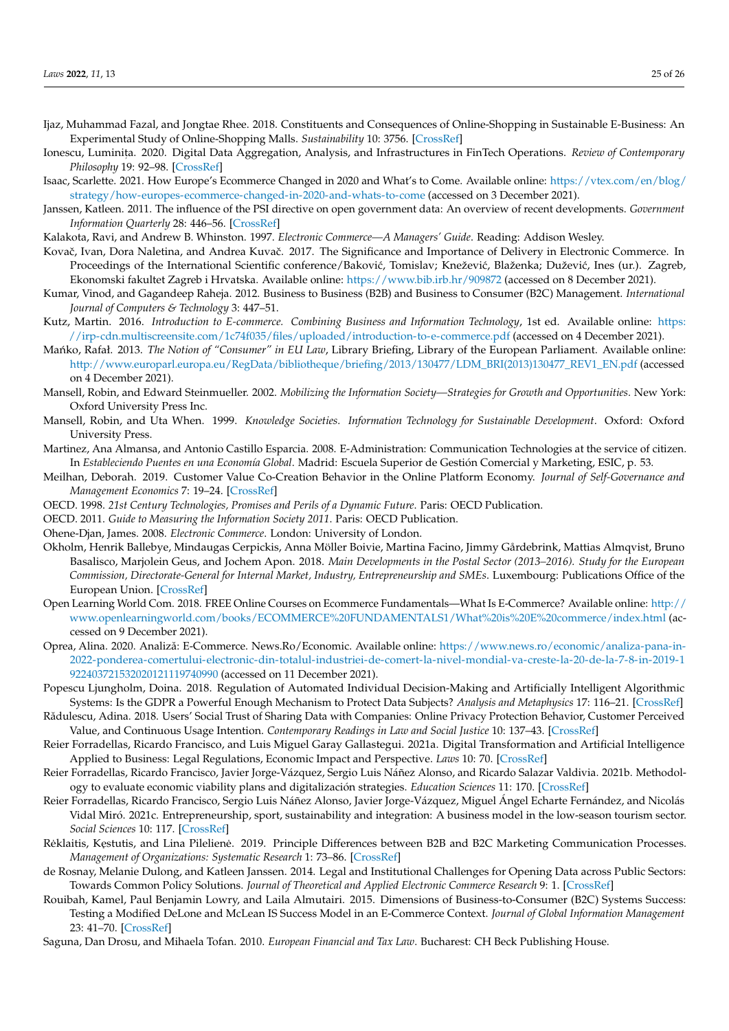Ijaz, Muhammad Fazal, and Jongtae Rhee. 2018. Constituents and Consequences of Online-Shopping in Sustainable E-Business: An Experimental Study of Online-Shopping Malls. *Sustainability* 10: 3756. [CrossRef]

Ionescu, Luminița. 2020. Digital Data Aggregation, Analysis, and Infrastructures in FinTech Operations. *Review of Contemporary Philosophy* 19: 92–98. [CrossRef]

Isaac, Scarlette. 2021. How Europe's Ecommerce Changed in 2020 and What's to Come. Available online: https://vtex.com/en/blog/strategy/how-europes-ecommerce-changed-in-2020-and-whats-to-come (accessed on 3 December 2021).

Janssen, Katleen. 2011. The influence of the PSI directive on open government data: An overview of recent developments. *Government Information Quarterly* 28: 446–56. [CrossRef]

Kalakota, Ravi, and Andrew B. Whinston. 1997. *Electronic Commerce—A Managers' Guide*. Reading: Addison Wesley.

Kovač, Ivan, Dora Naletina, and Andrea Kuvač. 2017. The Significance and Importance of Delivery in Electronic Commerce. In Proceedings of the International Scientific conference/Baković, Tomislav; Knežević, Blaženka; Dužević, Ines (ur.). Zagreb, Ekonomski fakultet Zagreb i Hrvatska. Available online: https://www.bib.irb.hr/909872 (accessed on 8 December 2021).

Kumar, Vinod, and Gagandeep Raheja. 2012. Business to Business (B2B) and Business to Consumer (B2C) Management. *International Journal of Computers & Technology* 3: 447–51.

Kutz, Martin. 2016. *Introduction to E-commerce. Combining Business and Information Technology*, 1st ed. Available online: https://irp-cdn.multiscreensite.com/1c74f035/files/uploaded/introduction-to-e-commerce.pdf (accessed on 4 December 2021).

Mańko, Rafał. 2013. *The Notion of "Consumer" in EU Law*, Library Briefing, Library of the European Parliament. Available online: http://www.europarl.europa.eu/RegData/bibliotheque/briefing/2013/130477/LDM_BRI(2013)130477_REV1_EN.pdf (accessed on 4 December 2021).

Mansell, Robin, and Edward Steinmueller. 2002. *Mobilizing the Information Society—Strategies for Growth and Opportunities*. New York: Oxford University Press Inc.

Mansell, Robin, and Uta When. 1999. *Knowledge Societies. Information Technology for Sustainable Development*. Oxford: Oxford University Press.

Martinez, Ana Almansa, and Antonio Castillo Esparcia. 2008. E-Administration: Communication Technologies at the service of citizen. In *Estableciendo Puentes en una Economía Global*. Madrid: Escuela Superior de Gestión Comercial y Marketing, ESIC, p. 53.

Meilhan, Deborah. 2019. Customer Value Co-Creation Behavior in the Online Platform Economy. *Journal of Self-Governance and Management Economics* 7: 19–24. [CrossRef]

OECD. 1998. *21st Century Technologies, Promises and Perils of a Dynamic Future*. Paris: OECD Publication.

OECD. 2011. *Guide to Measuring the Information Society 2011*. Paris: OECD Publication.

Ohene-Djan, James. 2008. *Electronic Commerce*. London: University of London.

Okholm, Henrik Ballebye, Mindaugas Cerpickis, Anna Möller Boivie, Martina Facino, Jimmy Gårdebrink, Mattias Almqvist, Bruno Basalisco, Marjolein Geus, and Jochem Apon. 2018. *Main Developments in the Postal Sector (2013–2016). Study for the European Commission, Directorate-General for Internal Market, Industry, Entrepreneurship and SMEs*. Luxembourg: Publications Office of the European Union. [CrossRef]

Open Learning World Com. 2018. FREE Online Courses on Ecommerce Fundamentals—What Is E-Commerce? Available online: http://www.openlearningworld.com/books/ECOMMERCE%20FUNDAMENTALS1/What%20is%20E%20commerce/index.html (accessed on 9 December 2021).

Oprea, Alina. 2020. Analiză: E-Commerce. News.Ro/Economic. Available online: https://www.news.ro/economic/analiza-pana-in-2022-ponderea-comertului-electronic-din-totalul-industriei-de-comert-la-nivel-mondial-va-creste-la-20-de-la-7-8-in-2019-1922403721532020121119740990 (accessed on 11 December 2021).

Popescu Ljungholm, Doina. 2018. Regulation of Automated Individual Decision-Making and Artificially Intelligent Algorithmic Systems: Is the GDPR a Powerful Enough Mechanism to Protect Data Subjects? *Analysis and Metaphysics* 17: 116–21. [CrossRef]

Rădulescu, Adina. 2018. Users' Social Trust of Sharing Data with Companies: Online Privacy Protection Behavior, Customer Perceived Value, and Continuous Usage Intention. *Contemporary Readings in Law and Social Justice* 10: 137–43. [CrossRef]

Reier Forradellas, Ricardo Francisco, and Luis Miguel Garay Gallastegui. 2021a. Digital Transformation and Artificial Intelligence Applied to Business: Legal Regulations, Economic Impact and Perspective. *Laws* 10: 70. [CrossRef]

Reier Forradellas, Ricardo Francisco, Javier Jorge-Vázquez, Sergio Luis Náñez Alonso, and Ricardo Salazar Valdivia. 2021b. Methodology to evaluate economic viability plans and digitalización strategies. *Education Sciences* 11: 170. [CrossRef]

Reier Forradellas, Ricardo Francisco, Sergio Luis Náñez Alonso, Javier Jorge-Vázquez, Miguel Ángel Echarte Fernández, and Nicolás Vidal Miró. 2021c. Entrepreneurship, sport, sustainability and integration: A business model in the low-season tourism sector. *Social Sciences* 10: 117. [CrossRef]

Rėklaitis, Kęstutis, and Lina Pilelienė. 2019. Principle Differences between B2B and B2C Marketing Communication Processes. *Management of Organizations: Systematic Research* 1: 73–86. [CrossRef]

de Rosnay, Melanie Dulong, and Katleen Janssen. 2014. Legal and Institutional Challenges for Opening Data across Public Sectors: Towards Common Policy Solutions. *Journal of Theoretical and Applied Electronic Commerce Research* 9: 1. [CrossRef]

Rouibah, Kamel, Paul Benjamin Lowry, and Laila Almutairi. 2015. Dimensions of Business-to-Consumer (B2C) Systems Success: Testing a Modified DeLone and McLean IS Success Model in an E-Commerce Context. *Journal of Global Information Management* 23: 41–70. [CrossRef]

Saguna, Dan Drosu, and Mihaela Tofan. 2010. *European Financial and Tax Law*. Bucharest: CH Beck Publishing House.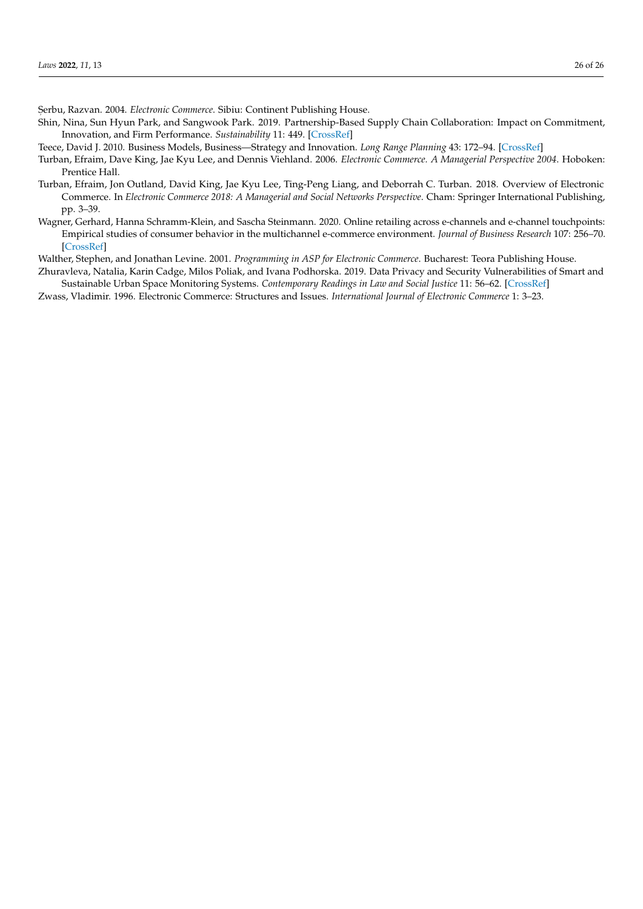Șerbu, Razvan. 2004. *Electronic Commerce*. Sibiu: Continent Publishing House.

Shin, Nina, Sun Hyun Park, and Sangwook Park. 2019. Partnership-Based Supply Chain Collaboration: Impact on Commitment, Innovation, and Firm Performance. *Sustainability* 11: 449. [CrossRef]

Teece, David J. 2010. Business Models, Business—Strategy and Innovation. *Long Range Planning* 43: 172–94. [CrossRef]

Turban, Efraim, Dave King, Jae Kyu Lee, and Dennis Viehland. 2006. *Electronic Commerce. A Managerial Perspective 2004*. Hoboken: Prentice Hall.

Turban, Efraim, Jon Outland, David King, Jae Kyu Lee, Ting-Peng Liang, and Deborrah C. Turban. 2018. Overview of Electronic Commerce. In *Electronic Commerce 2018: A Managerial and Social Networks Perspective*. Cham: Springer International Publishing, pp. 3–39.

Wagner, Gerhard, Hanna Schramm-Klein, and Sascha Steinmann. 2020. Online retailing across e-channels and e-channel touchpoints: Empirical studies of consumer behavior in the multichannel e-commerce environment. *Journal of Business Research* 107: 256–70. [CrossRef]

Walther, Stephen, and Jonathan Levine. 2001. *Programming in ASP for Electronic Commerce*. Bucharest: Teora Publishing House.

Zhuravleva, Natalia, Karin Cadge, Milos Poliak, and Ivana Podhorska. 2019. Data Privacy and Security Vulnerabilities of Smart and Sustainable Urban Space Monitoring Systems. *Contemporary Readings in Law and Social Justice* 11: 56–62. [CrossRef]

Zwass, Vladimir. 1996. Electronic Commerce: Structures and Issues. *International Journal of Electronic Commerce* 1: 3–23.